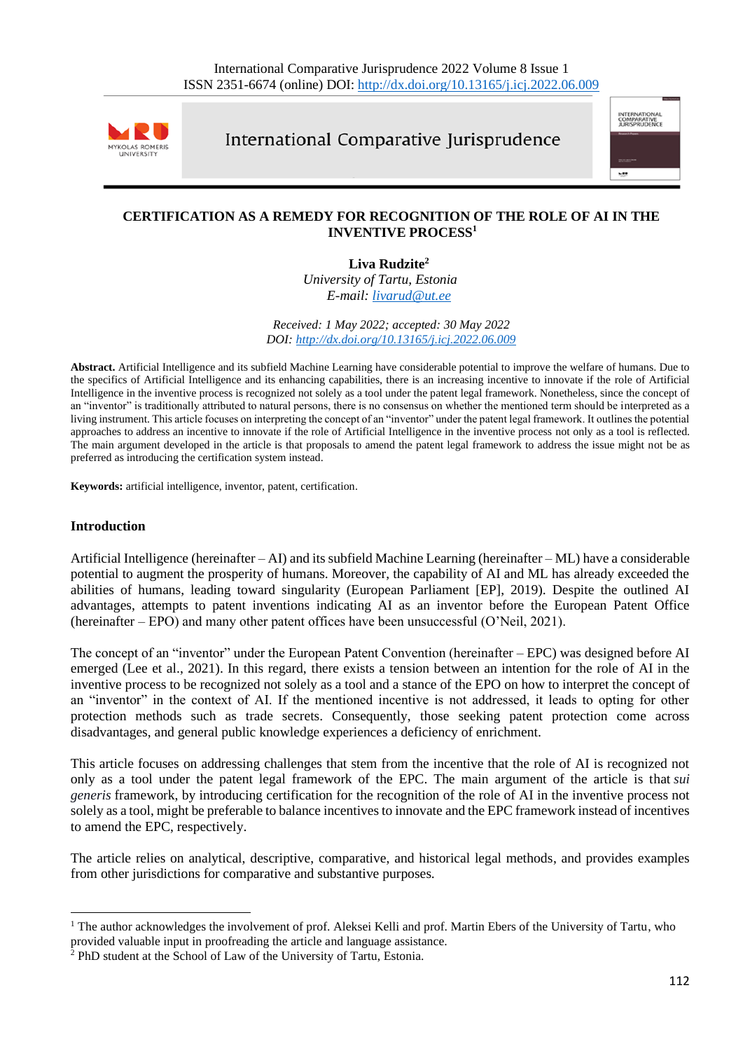# CERTIFICATION AS A REMEDY FOR RECOGNITION OF THE ROLE OF AI IN THE INVENTIVE PROCESS[1]

**Liva Rudzite**[2]

*University of Tartu, Estonia*

*E-mail: livarud@ut.ee*

*Received: 1 May 2022; accepted: 30 May 2022*

*DOI: http://dx.doi.org/10.13165/j.icj.2022.06.009*

**Abstract.** Artificial Intelligence and its subfield Machine Learning have considerable potential to improve the welfare of humans. Due to the specifics of Artificial Intelligence and its enhancing capabilities, there is an increasing incentive to innovate if the role of Artificial Intelligence in the inventive process is recognized not solely as a tool under the patent legal framework. Nonetheless, since the concept of an "inventor" is traditionally attributed to natural persons, there is no consensus on whether the mentioned term should be interpreted as a living instrument. This article focuses on interpreting the concept of an "inventor" under the patent legal framework. It outlines the potential approaches to address an incentive to innovate if the role of Artificial Intelligence in the inventive process not only as a tool is reflected. The main argument developed in the article is that proposals to amend the patent legal framework to address the issue might not be as preferred as introducing the certification system instead.

**Keywords:** artificial intelligence, inventor, patent, certification.

## Introduction

Artificial Intelligence (hereinafter – AI) and its subfield Machine Learning (hereinafter – ML) have a considerable potential to augment the prosperity of humans. Moreover, the capability of AI and ML has already exceeded the abilities of humans, leading toward singularity (European Parliament [EP], 2019). Despite the outlined AI advantages, attempts to patent inventions indicating AI as an inventor before the European Patent Office (hereinafter – EPO) and many other patent offices have been unsuccessful (O'Neil, 2021).

The concept of an "inventor" under the European Patent Convention (hereinafter – EPC) was designed before AI emerged (Lee et al., 2021). In this regard, there exists a tension between an intention for the role of AI in the inventive process to be recognized not solely as a tool and a stance of the EPO on how to interpret the concept of an "inventor" in the context of AI. If the mentioned incentive is not addressed, it leads to opting for other protection methods such as trade secrets. Consequently, those seeking patent protection come across disadvantages, and general public knowledge experiences a deficiency of enrichment.

This article focuses on addressing challenges that stem from the incentive that the role of AI is recognized not only as a tool under the patent legal framework of the EPC. The main argument of the article is that *sui generis* framework, by introducing certification for the recognition of the role of AI in the inventive process not solely as a tool, might be preferable to balance incentives to innovate and the EPC framework instead of incentives to amend the EPC, respectively.

The article relies on analytical, descriptive, comparative, and historical legal methods, and provides examples from other jurisdictions for comparative and substantive purposes.

---

[1] The author acknowledges the involvement of prof. Aleksei Kelli and prof. Martin Ebers of the University of Tartu, who provided valuable input in proofreading the article and language assistance.

[2] PhD student at the School of Law of the University of Tartu, Estonia.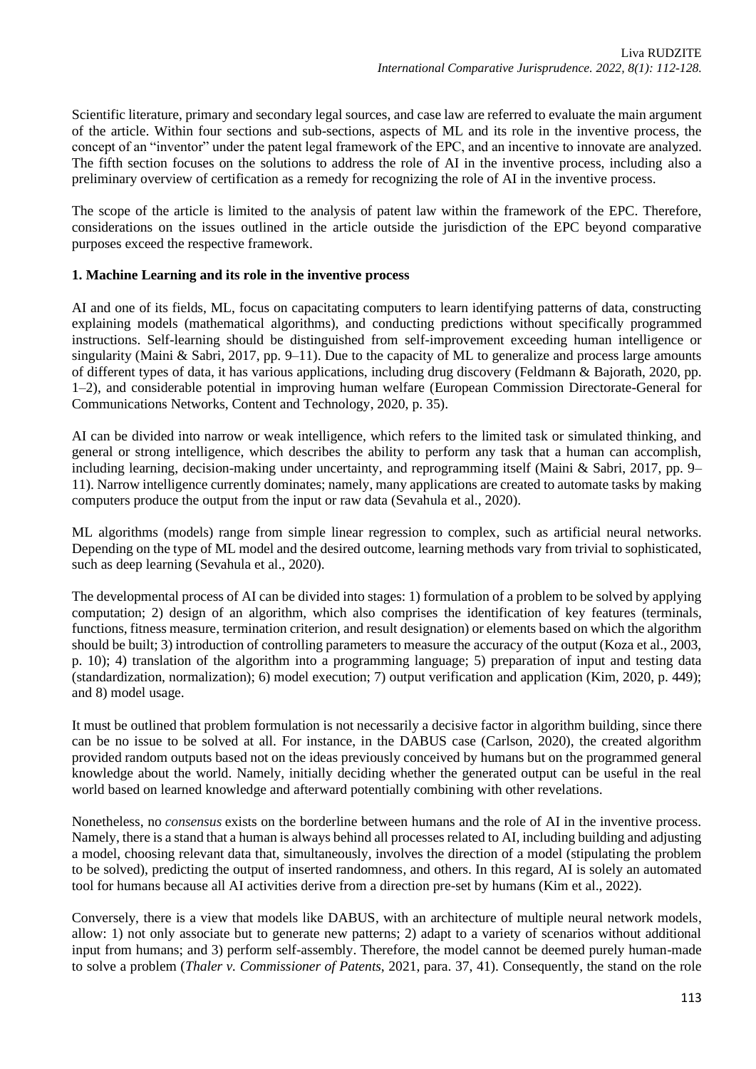Scientific literature, primary and secondary legal sources, and case law are referred to evaluate the main argument of the article. Within four sections and sub-sections, aspects of ML and its role in the inventive process, the concept of an "inventor" under the patent legal framework of the EPC, and an incentive to innovate are analyzed. The fifth section focuses on the solutions to address the role of AI in the inventive process, including also a preliminary overview of certification as a remedy for recognizing the role of AI in the inventive process.

The scope of the article is limited to the analysis of patent law within the framework of the EPC. Therefore, considerations on the issues outlined in the article outside the jurisdiction of the EPC beyond comparative purposes exceed the respective framework.

## 1. Machine Learning and its role in the inventive process

AI and one of its fields, ML, focus on capacitating computers to learn identifying patterns of data, constructing explaining models (mathematical algorithms), and conducting predictions without specifically programmed instructions. Self-learning should be distinguished from self-improvement exceeding human intelligence or singularity (Maini & Sabri, 2017, pp. 9–11). Due to the capacity of ML to generalize and process large amounts of different types of data, it has various applications, including drug discovery (Feldmann & Bajorath, 2020, pp. 1–2), and considerable potential in improving human welfare (European Commission Directorate-General for Communications Networks, Content and Technology, 2020, p. 35).

AI can be divided into narrow or weak intelligence, which refers to the limited task or simulated thinking, and general or strong intelligence, which describes the ability to perform any task that a human can accomplish, including learning, decision-making under uncertainty, and reprogramming itself (Maini & Sabri, 2017, pp. 9–11). Narrow intelligence currently dominates; namely, many applications are created to automate tasks by making computers produce the output from the input or raw data (Sevahula et al., 2020).

ML algorithms (models) range from simple linear regression to complex, such as artificial neural networks. Depending on the type of ML model and the desired outcome, learning methods vary from trivial to sophisticated, such as deep learning (Sevahula et al., 2020).

The developmental process of AI can be divided into stages: 1) formulation of a problem to be solved by applying computation; 2) design of an algorithm, which also comprises the identification of key features (terminals, functions, fitness measure, termination criterion, and result designation) or elements based on which the algorithm should be built; 3) introduction of controlling parameters to measure the accuracy of the output (Koza et al., 2003, p. 10); 4) translation of the algorithm into a programming language; 5) preparation of input and testing data (standardization, normalization); 6) model execution; 7) output verification and application (Kim, 2020, p. 449); and 8) model usage.

It must be outlined that problem formulation is not necessarily a decisive factor in algorithm building, since there can be no issue to be solved at all. For instance, in the DABUS case (Carlson, 2020), the created algorithm provided random outputs based not on the ideas previously conceived by humans but on the programmed general knowledge about the world. Namely, initially deciding whether the generated output can be useful in the real world based on learned knowledge and afterward potentially combining with other revelations.

Nonetheless, no *consensus* exists on the borderline between humans and the role of AI in the inventive process. Namely, there is a stand that a human is always behind all processes related to AI, including building and adjusting a model, choosing relevant data that, simultaneously, involves the direction of a model (stipulating the problem to be solved), predicting the output of inserted randomness, and others. In this regard, AI is solely an automated tool for humans because all AI activities derive from a direction pre-set by humans (Kim et al., 2022).

Conversely, there is a view that models like DABUS, with an architecture of multiple neural network models, allow: 1) not only associate but to generate new patterns; 2) adapt to a variety of scenarios without additional input from humans; and 3) perform self-assembly. Therefore, the model cannot be deemed purely human-made to solve a problem (*Thaler v. Commissioner of Patents*, 2021, para. 37, 41). Consequently, the stand on the role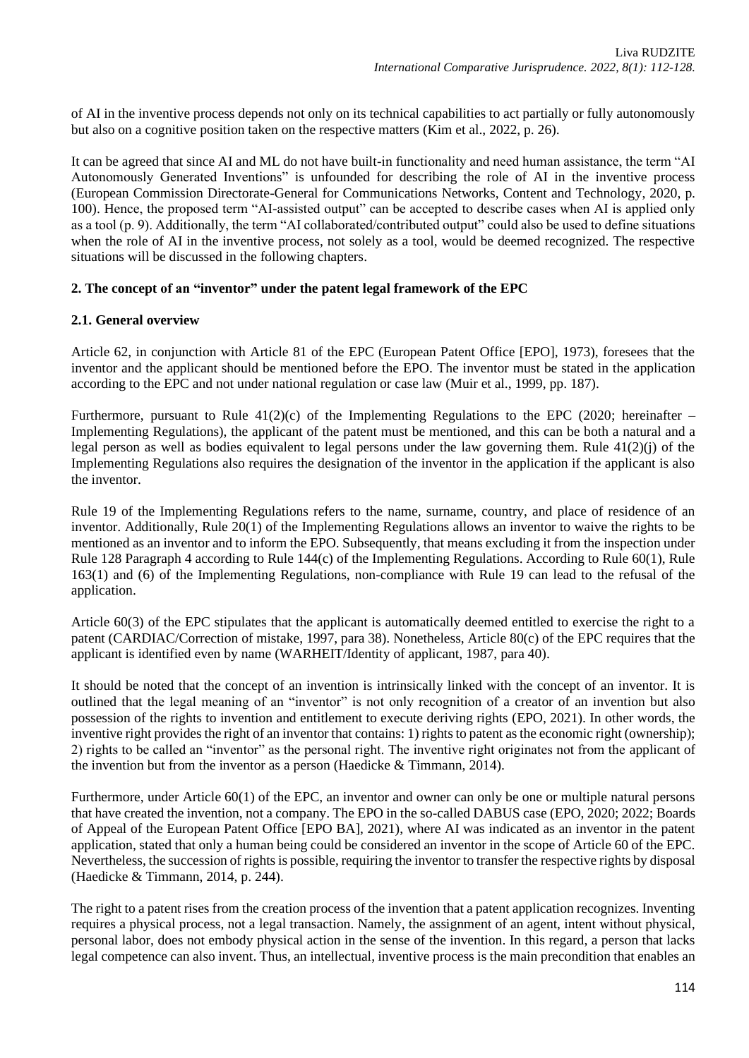of AI in the inventive process depends not only on its technical capabilities to act partially or fully autonomously but also on a cognitive position taken on the respective matters (Kim et al., 2022, p. 26).

It can be agreed that since AI and ML do not have built-in functionality and need human assistance, the term "AI Autonomously Generated Inventions" is unfounded for describing the role of AI in the inventive process (European Commission Directorate-General for Communications Networks, Content and Technology, 2020, p. 100). Hence, the proposed term "AI-assisted output" can be accepted to describe cases when AI is applied only as a tool (p. 9). Additionally, the term "AI collaborated/contributed output" could also be used to define situations when the role of AI in the inventive process, not solely as a tool, would be deemed recognized. The respective situations will be discussed in the following chapters.

## 2. The concept of an "inventor" under the patent legal framework of the EPC

### 2.1. General overview

Article 62, in conjunction with Article 81 of the EPC (European Patent Office [EPO], 1973), foresees that the inventor and the applicant should be mentioned before the EPO. The inventor must be stated in the application according to the EPC and not under national regulation or case law (Muir et al., 1999, pp. 187).

Furthermore, pursuant to Rule 41(2)(c) of the Implementing Regulations to the EPC (2020; hereinafter – Implementing Regulations), the applicant of the patent must be mentioned, and this can be both a natural and a legal person as well as bodies equivalent to legal persons under the law governing them. Rule 41(2)(j) of the Implementing Regulations also requires the designation of the inventor in the application if the applicant is also the inventor.

Rule 19 of the Implementing Regulations refers to the name, surname, country, and place of residence of an inventor. Additionally, Rule 20(1) of the Implementing Regulations allows an inventor to waive the rights to be mentioned as an inventor and to inform the EPO. Subsequently, that means excluding it from the inspection under Rule 128 Paragraph 4 according to Rule 144(c) of the Implementing Regulations. According to Rule 60(1), Rule 163(1) and (6) of the Implementing Regulations, non-compliance with Rule 19 can lead to the refusal of the application.

Article 60(3) of the EPC stipulates that the applicant is automatically deemed entitled to exercise the right to a patent (CARDIAC/Correction of mistake, 1997, para 38). Nonetheless, Article 80(c) of the EPC requires that the applicant is identified even by name (WARHEIT/Identity of applicant, 1987, para 40).

It should be noted that the concept of an invention is intrinsically linked with the concept of an inventor. It is outlined that the legal meaning of an "inventor" is not only recognition of a creator of an invention but also possession of the rights to invention and entitlement to execute deriving rights (EPO, 2021). In other words, the inventive right provides the right of an inventor that contains: 1) rights to patent as the economic right (ownership); 2) rights to be called an "inventor" as the personal right. The inventive right originates not from the applicant of the invention but from the inventor as a person (Haedicke & Timmann, 2014).

Furthermore, under Article 60(1) of the EPC, an inventor and owner can only be one or multiple natural persons that have created the invention, not a company. The EPO in the so-called DABUS case (EPO, 2020; 2022; Boards of Appeal of the European Patent Office [EPO BA], 2021), where AI was indicated as an inventor in the patent application, stated that only a human being could be considered an inventor in the scope of Article 60 of the EPC. Nevertheless, the succession of rights is possible, requiring the inventor to transfer the respective rights by disposal (Haedicke & Timmann, 2014, p. 244).

The right to a patent rises from the creation process of the invention that a patent application recognizes. Inventing requires a physical process, not a legal transaction. Namely, the assignment of an agent, intent without physical, personal labor, does not embody physical action in the sense of the invention. In this regard, a person that lacks legal competence can also invent. Thus, an intellectual, inventive process is the main precondition that enables an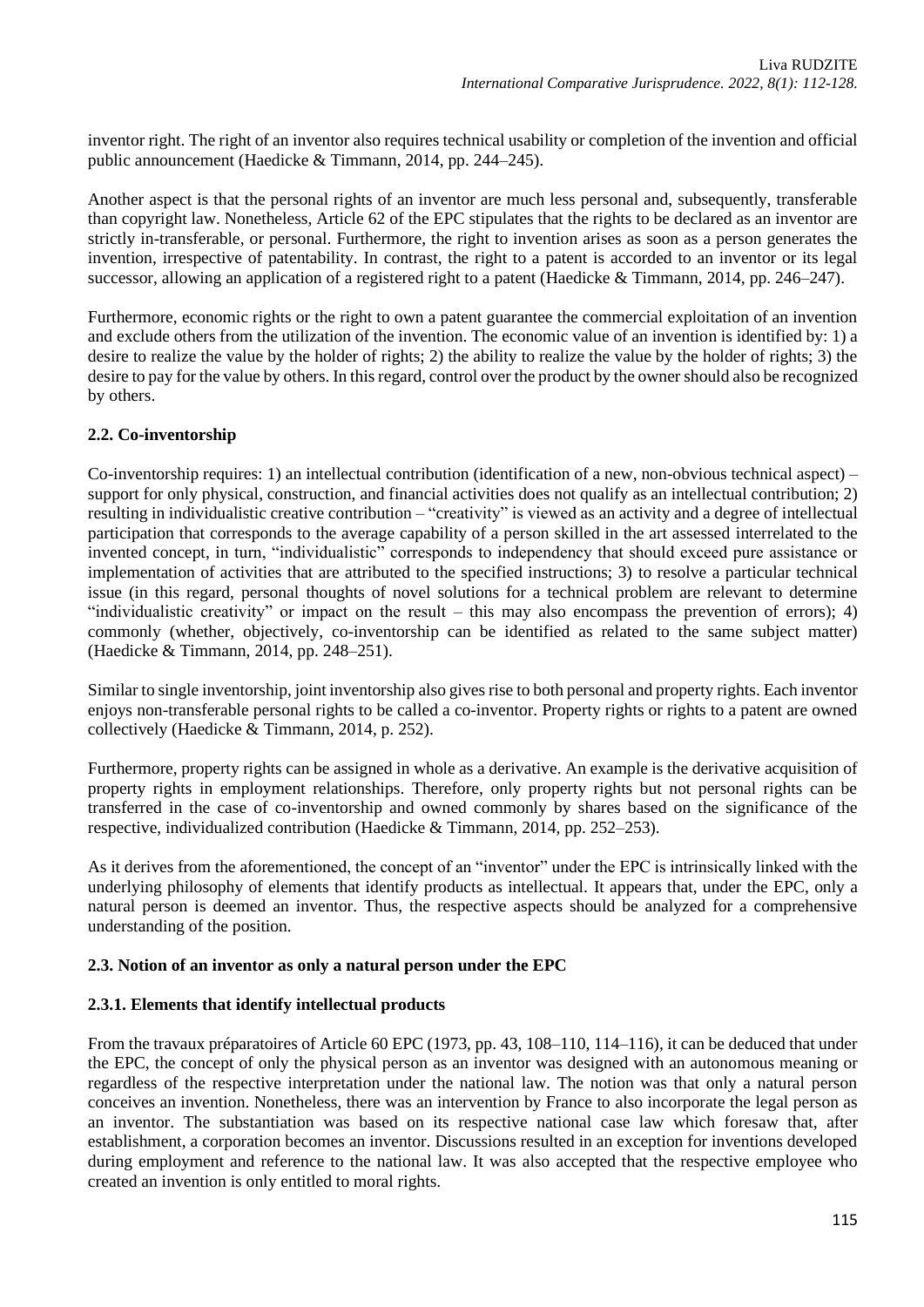inventor right. The right of an inventor also requires technical usability or completion of the invention and official public announcement (Haedicke & Timmann, 2014, pp. 244–245).

Another aspect is that the personal rights of an inventor are much less personal and, subsequently, transferable than copyright law. Nonetheless, Article 62 of the EPC stipulates that the rights to be declared as an inventor are strictly in-transferable, or personal. Furthermore, the right to invention arises as soon as a person generates the invention, irrespective of patentability. In contrast, the right to a patent is accorded to an inventor or its legal successor, allowing an application of a registered right to a patent (Haedicke & Timmann, 2014, pp. 246–247).

Furthermore, economic rights or the right to own a patent guarantee the commercial exploitation of an invention and exclude others from the utilization of the invention. The economic value of an invention is identified by: 1) a desire to realize the value by the holder of rights; 2) the ability to realize the value by the holder of rights; 3) the desire to pay for the value by others. In this regard, control over the product by the owner should also be recognized by others.

### 2.2. Co-inventorship

Co-inventorship requires: 1) an intellectual contribution (identification of a new, non-obvious technical aspect) – support for only physical, construction, and financial activities does not qualify as an intellectual contribution; 2) resulting in individualistic creative contribution – "creativity" is viewed as an activity and a degree of intellectual participation that corresponds to the average capability of a person skilled in the art assessed interrelated to the invented concept, in turn, "individualistic" corresponds to independency that should exceed pure assistance or implementation of activities that are attributed to the specified instructions; 3) to resolve a particular technical issue (in this regard, personal thoughts of novel solutions for a technical problem are relevant to determine "individualistic creativity" or impact on the result – this may also encompass the prevention of errors); 4) commonly (whether, objectively, co-inventorship can be identified as related to the same subject matter) (Haedicke & Timmann, 2014, pp. 248–251).

Similar to single inventorship, joint inventorship also gives rise to both personal and property rights. Each inventor enjoys non-transferable personal rights to be called a co-inventor. Property rights or rights to a patent are owned collectively (Haedicke & Timmann, 2014, p. 252).

Furthermore, property rights can be assigned in whole as a derivative. An example is the derivative acquisition of property rights in employment relationships. Therefore, only property rights but not personal rights can be transferred in the case of co-inventorship and owned commonly by shares based on the significance of the respective, individualized contribution (Haedicke & Timmann, 2014, pp. 252–253).

As it derives from the aforementioned, the concept of an "inventor" under the EPC is intrinsically linked with the underlying philosophy of elements that identify products as intellectual. It appears that, under the EPC, only a natural person is deemed an inventor. Thus, the respective aspects should be analyzed for a comprehensive understanding of the position.

### 2.3. Notion of an inventor as only a natural person under the EPC

#### 2.3.1. Elements that identify intellectual products

From the travaux préparatoires of Article 60 EPC (1973, pp. 43, 108–110, 114–116), it can be deduced that under the EPC, the concept of only the physical person as an inventor was designed with an autonomous meaning or regardless of the respective interpretation under the national law. The notion was that only a natural person conceives an invention. Nonetheless, there was an intervention by France to also incorporate the legal person as an inventor. The substantiation was based on its respective national case law which foresaw that, after establishment, a corporation becomes an inventor. Discussions resulted in an exception for inventions developed during employment and reference to the national law. It was also accepted that the respective employee who created an invention is only entitled to moral rights.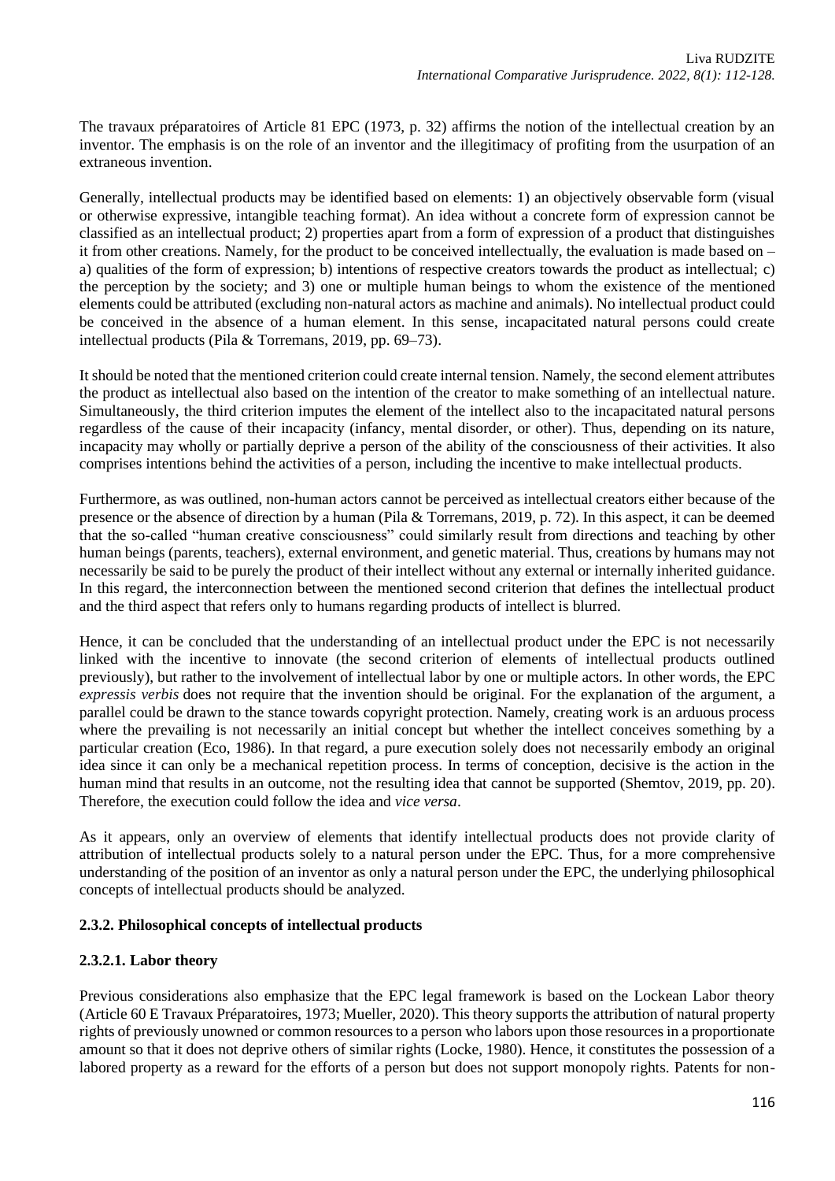The travaux préparatoires of Article 81 EPC (1973, p. 32) affirms the notion of the intellectual creation by an inventor. The emphasis is on the role of an inventor and the illegitimacy of profiting from the usurpation of an extraneous invention.

Generally, intellectual products may be identified based on elements: 1) an objectively observable form (visual or otherwise expressive, intangible teaching format). An idea without a concrete form of expression cannot be classified as an intellectual product; 2) properties apart from a form of expression of a product that distinguishes it from other creations. Namely, for the product to be conceived intellectually, the evaluation is made based on – a) qualities of the form of expression; b) intentions of respective creators towards the product as intellectual; c) the perception by the society; and 3) one or multiple human beings to whom the existence of the mentioned elements could be attributed (excluding non-natural actors as machine and animals). No intellectual product could be conceived in the absence of a human element. In this sense, incapacitated natural persons could create intellectual products (Pila & Torremans, 2019, pp. 69–73).

It should be noted that the mentioned criterion could create internal tension. Namely, the second element attributes the product as intellectual also based on the intention of the creator to make something of an intellectual nature. Simultaneously, the third criterion imputes the element of the intellect also to the incapacitated natural persons regardless of the cause of their incapacity (infancy, mental disorder, or other). Thus, depending on its nature, incapacity may wholly or partially deprive a person of the ability of the consciousness of their activities. It also comprises intentions behind the activities of a person, including the incentive to make intellectual products.

Furthermore, as was outlined, non-human actors cannot be perceived as intellectual creators either because of the presence or the absence of direction by a human (Pila & Torremans, 2019, p. 72). In this aspect, it can be deemed that the so-called "human creative consciousness" could similarly result from directions and teaching by other human beings (parents, teachers), external environment, and genetic material. Thus, creations by humans may not necessarily be said to be purely the product of their intellect without any external or internally inherited guidance. In this regard, the interconnection between the mentioned second criterion that defines the intellectual product and the third aspect that refers only to humans regarding products of intellect is blurred.

Hence, it can be concluded that the understanding of an intellectual product under the EPC is not necessarily linked with the incentive to innovate (the second criterion of elements of intellectual products outlined previously), but rather to the involvement of intellectual labor by one or multiple actors. In other words, the EPC *expressis verbis* does not require that the invention should be original. For the explanation of the argument, a parallel could be drawn to the stance towards copyright protection. Namely, creating work is an arduous process where the prevailing is not necessarily an initial concept but whether the intellect conceives something by a particular creation (Eco, 1986). In that regard, a pure execution solely does not necessarily embody an original idea since it can only be a mechanical repetition process. In terms of conception, decisive is the action in the human mind that results in an outcome, not the resulting idea that cannot be supported (Shemtov, 2019, pp. 20). Therefore, the execution could follow the idea and *vice versa*.

As it appears, only an overview of elements that identify intellectual products does not provide clarity of attribution of intellectual products solely to a natural person under the EPC. Thus, for a more comprehensive understanding of the position of an inventor as only a natural person under the EPC, the underlying philosophical concepts of intellectual products should be analyzed.

### 2.3.2. Philosophical concepts of intellectual products

#### 2.3.2.1. Labor theory

Previous considerations also emphasize that the EPC legal framework is based on the Lockean Labor theory (Article 60 E Travaux Préparatoires, 1973; Mueller, 2020). This theory supports the attribution of natural property rights of previously unowned or common resources to a person who labors upon those resources in a proportionate amount so that it does not deprive others of similar rights (Locke, 1980). Hence, it constitutes the possession of a labored property as a reward for the efforts of a person but does not support monopoly rights. Patents for non-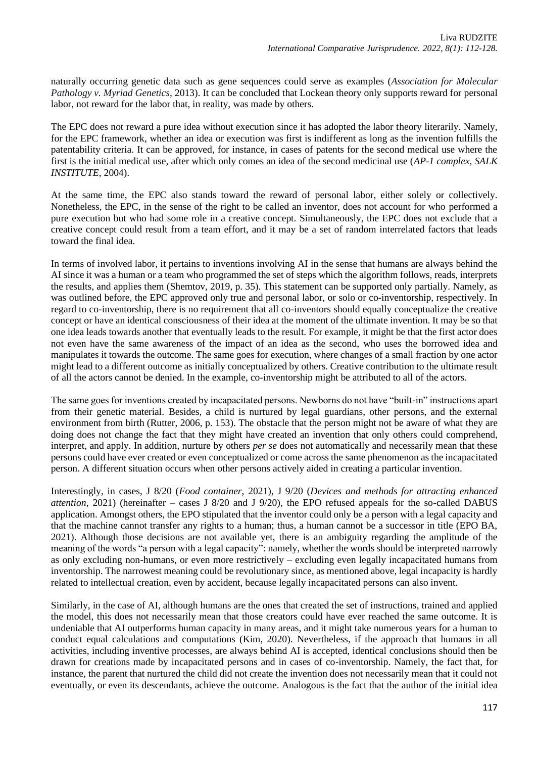naturally occurring genetic data such as gene sequences could serve as examples (*Association for Molecular Pathology v. Myriad Genetics*, 2013). It can be concluded that Lockean theory only supports reward for personal labor, not reward for the labor that, in reality, was made by others.

The EPC does not reward a pure idea without execution since it has adopted the labor theory literarily. Namely, for the EPC framework, whether an idea or execution was first is indifferent as long as the invention fulfills the patentability criteria. It can be approved, for instance, in cases of patents for the second medical use where the first is the initial medical use, after which only comes an idea of the second medicinal use (*AP-1 complex, SALK INSTITUTE*, 2004).

At the same time, the EPC also stands toward the reward of personal labor, either solely or collectively. Nonetheless, the EPC, in the sense of the right to be called an inventor, does not account for who performed a pure execution but who had some role in a creative concept. Simultaneously, the EPC does not exclude that a creative concept could result from a team effort, and it may be a set of random interrelated factors that leads toward the final idea.

In terms of involved labor, it pertains to inventions involving AI in the sense that humans are always behind the AI since it was a human or a team who programmed the set of steps which the algorithm follows, reads, interprets the results, and applies them (Shemtov, 2019, p. 35). This statement can be supported only partially. Namely, as was outlined before, the EPC approved only true and personal labor, or solo or co-inventorship, respectively. In regard to co-inventorship, there is no requirement that all co-inventors should equally conceptualize the creative concept or have an identical consciousness of their idea at the moment of the ultimate invention. It may be so that one idea leads towards another that eventually leads to the result. For example, it might be that the first actor does not even have the same awareness of the impact of an idea as the second, who uses the borrowed idea and manipulates it towards the outcome. The same goes for execution, where changes of a small fraction by one actor might lead to a different outcome as initially conceptualized by others. Creative contribution to the ultimate result of all the actors cannot be denied. In the example, co-inventorship might be attributed to all of the actors.

The same goes for inventions created by incapacitated persons. Newborns do not have "built-in" instructions apart from their genetic material. Besides, a child is nurtured by legal guardians, other persons, and the external environment from birth (Rutter, 2006, p. 153). The obstacle that the person might not be aware of what they are doing does not change the fact that they might have created an invention that only others could comprehend, interpret, and apply. In addition, nurture by others *per se* does not automatically and necessarily mean that these persons could have ever created or even conceptualized or come across the same phenomenon as the incapacitated person. A different situation occurs when other persons actively aided in creating a particular invention.

Interestingly, in cases, J 8/20 (*Food container*, 2021), J 9/20 (*Devices and methods for attracting enhanced attention*, 2021) (hereinafter – cases J 8/20 and J 9/20), the EPO refused appeals for the so-called DABUS application. Amongst others, the EPO stipulated that the inventor could only be a person with a legal capacity and that the machine cannot transfer any rights to a human; thus, a human cannot be a successor in title (EPO BA, 2021). Although those decisions are not available yet, there is an ambiguity regarding the amplitude of the meaning of the words "a person with a legal capacity": namely, whether the words should be interpreted narrowly as only excluding non-humans, or even more restrictively – excluding even legally incapacitated humans from inventorship. The narrowest meaning could be revolutionary since, as mentioned above, legal incapacity is hardly related to intellectual creation, even by accident, because legally incapacitated persons can also invent.

Similarly, in the case of AI, although humans are the ones that created the set of instructions, trained and applied the model, this does not necessarily mean that those creators could have ever reached the same outcome. It is undeniable that AI outperforms human capacity in many areas, and it might take numerous years for a human to conduct equal calculations and computations (Kim, 2020). Nevertheless, if the approach that humans in all activities, including inventive processes, are always behind AI is accepted, identical conclusions should then be drawn for creations made by incapacitated persons and in cases of co-inventorship. Namely, the fact that, for instance, the parent that nurtured the child did not create the invention does not necessarily mean that it could not eventually, or even its descendants, achieve the outcome. Analogous is the fact that the author of the initial idea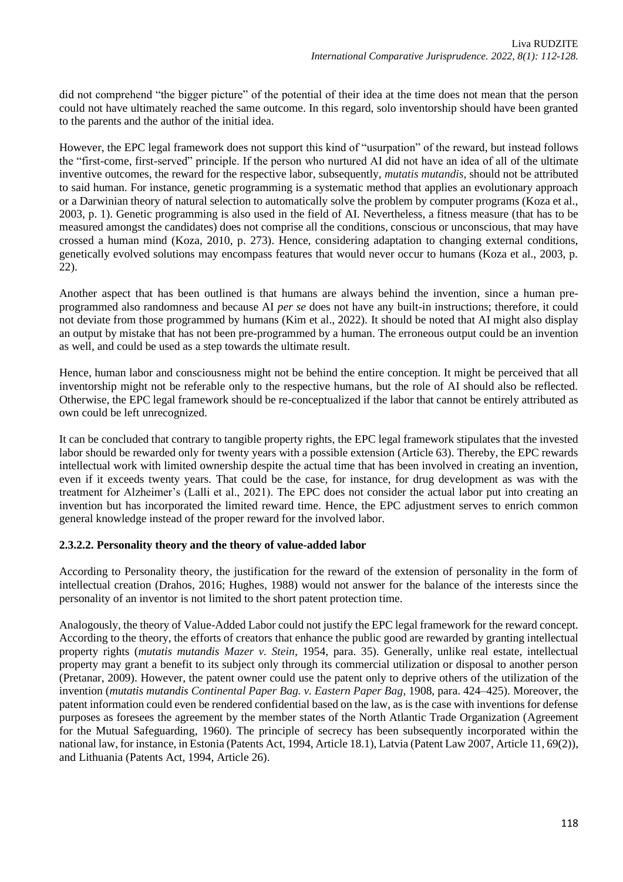did not comprehend "the bigger picture" of the potential of their idea at the time does not mean that the person could not have ultimately reached the same outcome. In this regard, solo inventorship should have been granted to the parents and the author of the initial idea.

However, the EPC legal framework does not support this kind of "usurpation" of the reward, but instead follows the "first-come, first-served" principle. If the person who nurtured AI did not have an idea of all of the ultimate inventive outcomes, the reward for the respective labor, subsequently, *mutatis mutandis*, should not be attributed to said human. For instance, genetic programming is a systematic method that applies an evolutionary approach or a Darwinian theory of natural selection to automatically solve the problem by computer programs (Koza et al., 2003, p. 1). Genetic programming is also used in the field of AI. Nevertheless, a fitness measure (that has to be measured amongst the candidates) does not comprise all the conditions, conscious or unconscious, that may have crossed a human mind (Koza, 2010, p. 273). Hence, considering adaptation to changing external conditions, genetically evolved solutions may encompass features that would never occur to humans (Koza et al., 2003, p. 22).

Another aspect that has been outlined is that humans are always behind the invention, since a human pre-programmed also randomness and because AI *per se* does not have any built-in instructions; therefore, it could not deviate from those programmed by humans (Kim et al., 2022). It should be noted that AI might also display an output by mistake that has not been pre-programmed by a human. The erroneous output could be an invention as well, and could be used as a step towards the ultimate result.

Hence, human labor and consciousness might not be behind the entire conception. It might be perceived that all inventorship might not be referable only to the respective humans, but the role of AI should also be reflected. Otherwise, the EPC legal framework should be re-conceptualized if the labor that cannot be entirely attributed as own could be left unrecognized.

It can be concluded that contrary to tangible property rights, the EPC legal framework stipulates that the invested labor should be rewarded only for twenty years with a possible extension (Article 63). Thereby, the EPC rewards intellectual work with limited ownership despite the actual time that has been involved in creating an invention, even if it exceeds twenty years. That could be the case, for instance, for drug development as was with the treatment for Alzheimer's (Lalli et al., 2021). The EPC does not consider the actual labor put into creating an invention but has incorporated the limited reward time. Hence, the EPC adjustment serves to enrich common general knowledge instead of the proper reward for the involved labor.

#### 2.3.2.2. Personality theory and the theory of value-added labor

According to Personality theory, the justification for the reward of the extension of personality in the form of intellectual creation (Drahos, 2016; Hughes, 1988) would not answer for the balance of the interests since the personality of an inventor is not limited to the short patent protection time.

Analogously, the theory of Value-Added Labor could not justify the EPC legal framework for the reward concept. According to the theory, the efforts of creators that enhance the public good are rewarded by granting intellectual property rights (*mutatis mutandis Mazer v. Stein*, 1954, para. 35). Generally, unlike real estate, intellectual property may grant a benefit to its subject only through its commercial utilization or disposal to another person (Pretanar, 2009). However, the patent owner could use the patent only to deprive others of the utilization of the invention (*mutatis mutandis Continental Paper Bag. v. Eastern Paper Bag,* 1908, para. 424–425). Moreover, the patent information could even be rendered confidential based on the law, as is the case with inventions for defense purposes as foresees the agreement by the member states of the North Atlantic Trade Organization (Agreement for the Mutual Safeguarding, 1960). The principle of secrecy has been subsequently incorporated within the national law, for instance, in Estonia (Patents Act, 1994, Article 18.1), Latvia (Patent Law 2007, Article 11, 69(2)), and Lithuania (Patents Act, 1994, Article 26).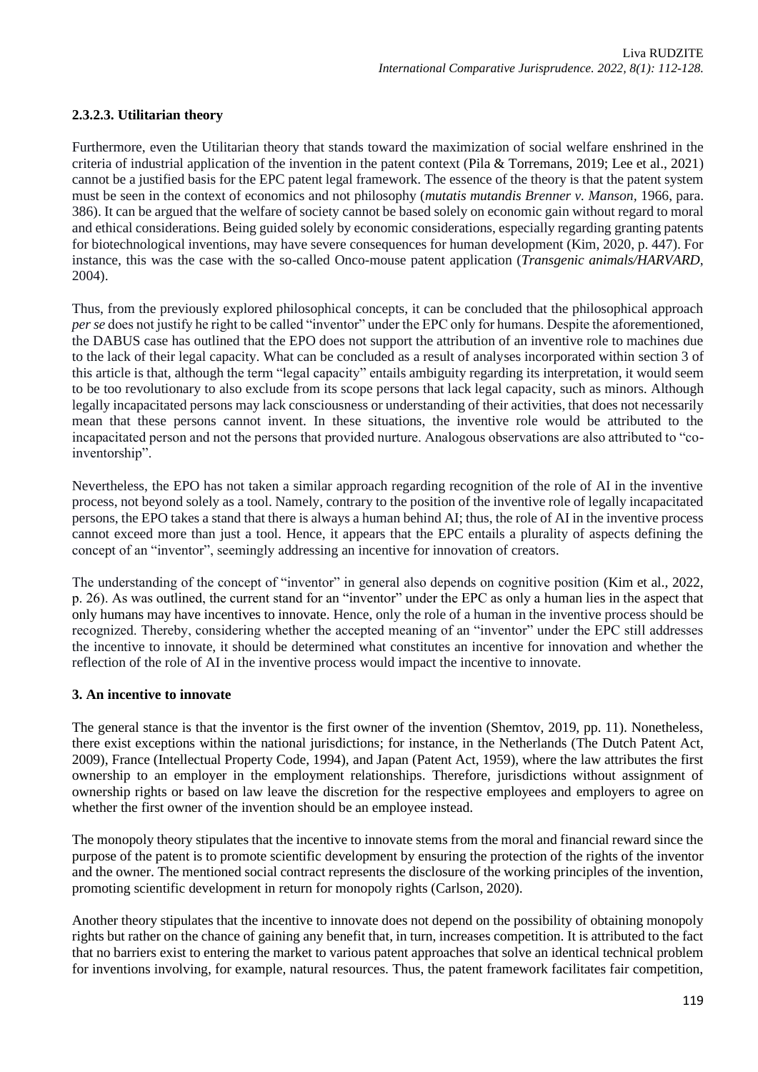#### 2.3.2.3. Utilitarian theory

Furthermore, even the Utilitarian theory that stands toward the maximization of social welfare enshrined in the criteria of industrial application of the invention in the patent context (Pila & Torremans, 2019; Lee et al., 2021) cannot be a justified basis for the EPC patent legal framework. The essence of the theory is that the patent system must be seen in the context of economics and not philosophy (***mutatis mutandis Brenner v. Manson***, 1966, para. 386). It can be argued that the welfare of society cannot be based solely on economic gain without regard to moral and ethical considerations. Being guided solely by economic considerations, especially regarding granting patents for biotechnological inventions, may have severe consequences for human development (Kim, 2020, p. 447). For instance, this was the case with the so-called Onco-mouse patent application (***Transgenic animals/HARVARD***, 2004).

Thus, from the previously explored philosophical concepts, it can be concluded that the philosophical approach *per se* does not justify he right to be called "inventor" under the EPC only for humans. Despite the aforementioned, the DABUS case has outlined that the EPO does not support the attribution of an inventive role to machines due to the lack of their legal capacity. What can be concluded as a result of analyses incorporated within section 3 of this article is that, although the term "legal capacity" entails ambiguity regarding its interpretation, it would seem to be too revolutionary to also exclude from its scope persons that lack legal capacity, such as minors. Although legally incapacitated persons may lack consciousness or understanding of their activities, that does not necessarily mean that these persons cannot invent. In these situations, the inventive role would be attributed to the incapacitated person and not the persons that provided nurture. Analogous observations are also attributed to "co-inventorship".

Nevertheless, the EPO has not taken a similar approach regarding recognition of the role of AI in the inventive process, not beyond solely as a tool. Namely, contrary to the position of the inventive role of legally incapacitated persons, the EPO takes a stand that there is always a human behind AI; thus, the role of AI in the inventive process cannot exceed more than just a tool. Hence, it appears that the EPC entails a plurality of aspects defining the concept of an "inventor", seemingly addressing an incentive for innovation of creators.

The understanding of the concept of "inventor" in general also depends on cognitive position (Kim et al., 2022, p. 26). As was outlined, the current stand for an "inventor" under the EPC as only a human lies in the aspect that only humans may have incentives to innovate. Hence, only the role of a human in the inventive process should be recognized. Thereby, considering whether the accepted meaning of an "inventor" under the EPC still addresses the incentive to innovate, it should be determined what constitutes an incentive for innovation and whether the reflection of the role of AI in the inventive process would impact the incentive to innovate.

## 3. An incentive to innovate

The general stance is that the inventor is the first owner of the invention (Shemtov, 2019, pp. 11). Nonetheless, there exist exceptions within the national jurisdictions; for instance, in the Netherlands (The Dutch Patent Act, 2009), France (Intellectual Property Code, 1994), and Japan (Patent Act, 1959), where the law attributes the first ownership to an employer in the employment relationships. Therefore, jurisdictions without assignment of ownership rights or based on law leave the discretion for the respective employees and employers to agree on whether the first owner of the invention should be an employee instead.

The monopoly theory stipulates that the incentive to innovate stems from the moral and financial reward since the purpose of the patent is to promote scientific development by ensuring the protection of the rights of the inventor and the owner. The mentioned social contract represents the disclosure of the working principles of the invention, promoting scientific development in return for monopoly rights (Carlson, 2020).

Another theory stipulates that the incentive to innovate does not depend on the possibility of obtaining monopoly rights but rather on the chance of gaining any benefit that, in turn, increases competition. It is attributed to the fact that no barriers exist to entering the market to various patent approaches that solve an identical technical problem for inventions involving, for example, natural resources. Thus, the patent framework facilitates fair competition,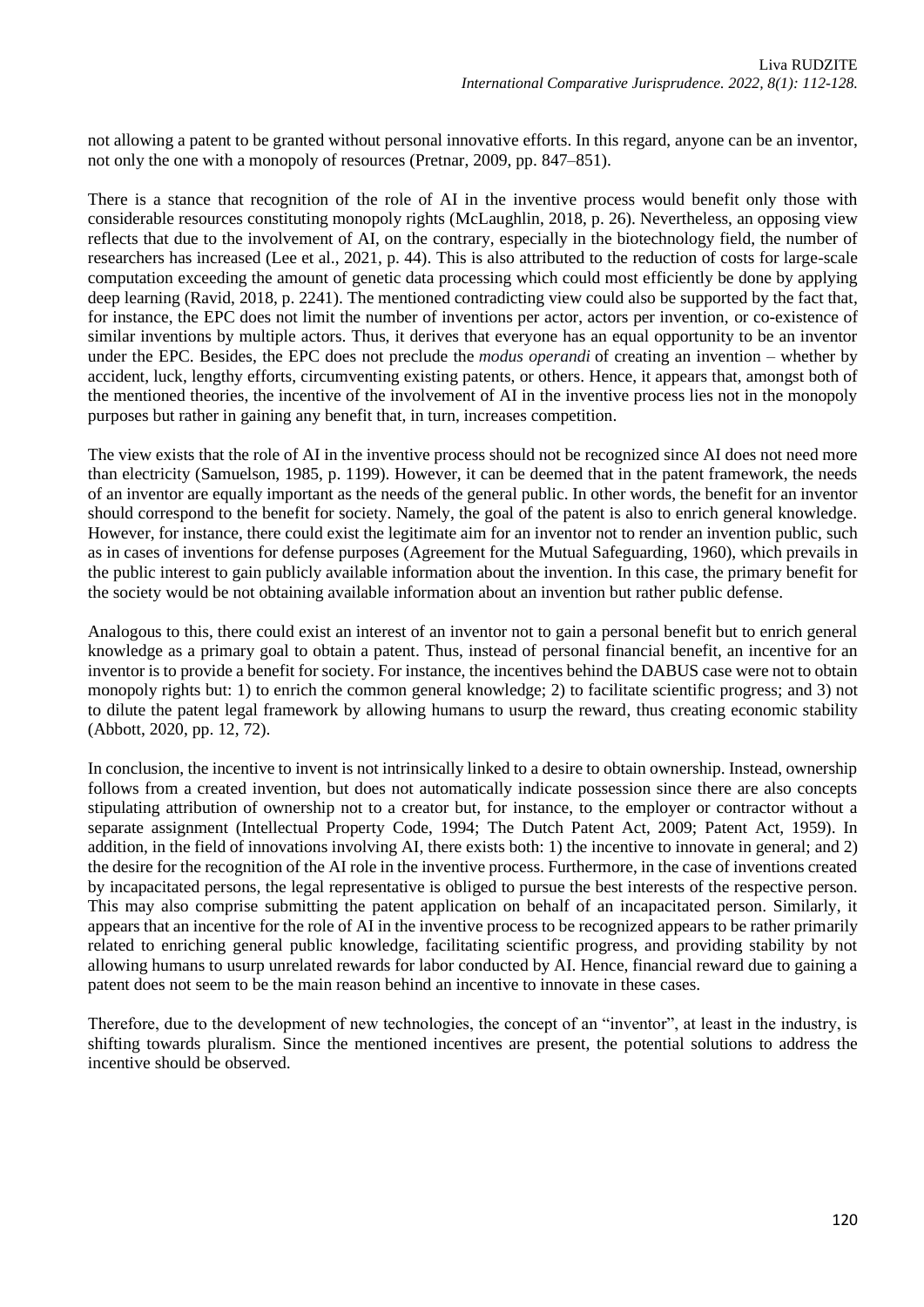not allowing a patent to be granted without personal innovative efforts. In this regard, anyone can be an inventor, not only the one with a monopoly of resources (Pretnar, 2009, pp. 847–851).

There is a stance that recognition of the role of AI in the inventive process would benefit only those with considerable resources constituting monopoly rights (McLaughlin, 2018, p. 26). Nevertheless, an opposing view reflects that due to the involvement of AI, on the contrary, especially in the biotechnology field, the number of researchers has increased (Lee et al., 2021, p. 44). This is also attributed to the reduction of costs for large-scale computation exceeding the amount of genetic data processing which could most efficiently be done by applying deep learning (Ravid, 2018, p. 2241). The mentioned contradicting view could also be supported by the fact that, for instance, the EPC does not limit the number of inventions per actor, actors per invention, or co-existence of similar inventions by multiple actors. Thus, it derives that everyone has an equal opportunity to be an inventor under the EPC. Besides, the EPC does not preclude the *modus operandi* of creating an invention – whether by accident, luck, lengthy efforts, circumventing existing patents, or others. Hence, it appears that, amongst both of the mentioned theories, the incentive of the involvement of AI in the inventive process lies not in the monopoly purposes but rather in gaining any benefit that, in turn, increases competition.

The view exists that the role of AI in the inventive process should not be recognized since AI does not need more than electricity (Samuelson, 1985, p. 1199). However, it can be deemed that in the patent framework, the needs of an inventor are equally important as the needs of the general public. In other words, the benefit for an inventor should correspond to the benefit for society. Namely, the goal of the patent is also to enrich general knowledge. However, for instance, there could exist the legitimate aim for an inventor not to render an invention public, such as in cases of inventions for defense purposes (Agreement for the Mutual Safeguarding, 1960), which prevails in the public interest to gain publicly available information about the invention. In this case, the primary benefit for the society would be not obtaining available information about an invention but rather public defense.

Analogous to this, there could exist an interest of an inventor not to gain a personal benefit but to enrich general knowledge as a primary goal to obtain a patent. Thus, instead of personal financial benefit, an incentive for an inventor is to provide a benefit for society. For instance, the incentives behind the DABUS case were not to obtain monopoly rights but: 1) to enrich the common general knowledge; 2) to facilitate scientific progress; and 3) not to dilute the patent legal framework by allowing humans to usurp the reward, thus creating economic stability (Abbott, 2020, pp. 12, 72).

In conclusion, the incentive to invent is not intrinsically linked to a desire to obtain ownership. Instead, ownership follows from a created invention, but does not automatically indicate possession since there are also concepts stipulating attribution of ownership not to a creator but, for instance, to the employer or contractor without a separate assignment (Intellectual Property Code, 1994; The Dutch Patent Act, 2009; Patent Act, 1959). In addition, in the field of innovations involving AI, there exists both: 1) the incentive to innovate in general; and 2) the desire for the recognition of the AI role in the inventive process. Furthermore, in the case of inventions created by incapacitated persons, the legal representative is obliged to pursue the best interests of the respective person. This may also comprise submitting the patent application on behalf of an incapacitated person. Similarly, it appears that an incentive for the role of AI in the inventive process to be recognized appears to be rather primarily related to enriching general public knowledge, facilitating scientific progress, and providing stability by not allowing humans to usurp unrelated rewards for labor conducted by AI. Hence, financial reward due to gaining a patent does not seem to be the main reason behind an incentive to innovate in these cases.

Therefore, due to the development of new technologies, the concept of an "inventor", at least in the industry, is shifting towards pluralism. Since the mentioned incentives are present, the potential solutions to address the incentive should be observed.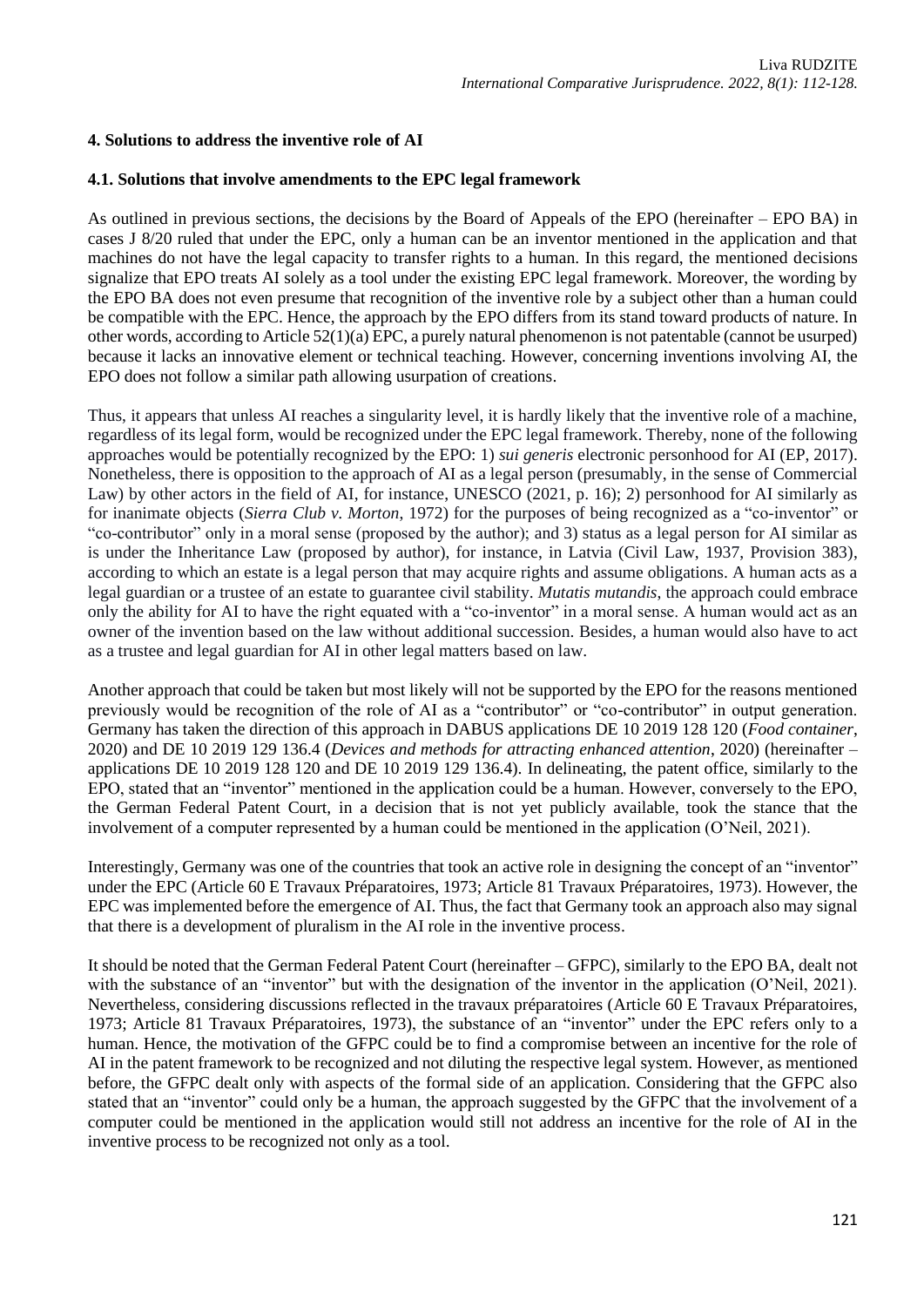### 4. Solutions to address the inventive role of AI

#### 4.1. Solutions that involve amendments to the EPC legal framework

As outlined in previous sections, the decisions by the Board of Appeals of the EPO (hereinafter – EPO BA) in cases J 8/20 ruled that under the EPC, only a human can be an inventor mentioned in the application and that machines do not have the legal capacity to transfer rights to a human. In this regard, the mentioned decisions signalize that EPO treats AI solely as a tool under the existing EPC legal framework. Moreover, the wording by the EPO BA does not even presume that recognition of the inventive role by a subject other than a human could be compatible with the EPC. Hence, the approach by the EPO differs from its stand toward products of nature. In other words, according to Article 52(1)(a) EPC, a purely natural phenomenon is not patentable (cannot be usurped) because it lacks an innovative element or technical teaching. However, concerning inventions involving AI, the EPO does not follow a similar path allowing usurpation of creations.

Thus, it appears that unless AI reaches a singularity level, it is hardly likely that the inventive role of a machine, regardless of its legal form, would be recognized under the EPC legal framework. Thereby, none of the following approaches would be potentially recognized by the EPO: 1) *sui generis* electronic personhood for AI (EP, 2017). Nonetheless, there is opposition to the approach of AI as a legal person (presumably, in the sense of Commercial Law) by other actors in the field of AI, for instance, UNESCO (2021, p. 16); 2) personhood for AI similarly as for inanimate objects (*Sierra Club v. Morton*, 1972) for the purposes of being recognized as a "co-inventor" or "co-contributor" only in a moral sense (proposed by the author); and 3) status as a legal person for AI similar as is under the Inheritance Law (proposed by author), for instance, in Latvia (Civil Law, 1937, Provision 383), according to which an estate is a legal person that may acquire rights and assume obligations. A human acts as a legal guardian or a trustee of an estate to guarantee civil stability. *Mutatis mutandis*, the approach could embrace only the ability for AI to have the right equated with a "co-inventor" in a moral sense. A human would act as an owner of the invention based on the law without additional succession. Besides, a human would also have to act as a trustee and legal guardian for AI in other legal matters based on law.

Another approach that could be taken but most likely will not be supported by the EPO for the reasons mentioned previously would be recognition of the role of AI as a "contributor" or "co-contributor" in output generation. Germany has taken the direction of this approach in DABUS applications DE 10 2019 128 120 (*Food container*, 2020) and DE 10 2019 129 136.4 (*Devices and methods for attracting enhanced attention*, 2020) (hereinafter – applications DE 10 2019 128 120 and DE 10 2019 129 136.4). In delineating, the patent office, similarly to the EPO, stated that an "inventor" mentioned in the application could be a human. However, conversely to the EPO, the German Federal Patent Court, in a decision that is not yet publicly available, took the stance that the involvement of a computer represented by a human could be mentioned in the application (O'Neil, 2021).

Interestingly, Germany was one of the countries that took an active role in designing the concept of an "inventor" under the EPC (Article 60 E Travaux Préparatoires, 1973; Article 81 Travaux Préparatoires, 1973). However, the EPC was implemented before the emergence of AI. Thus, the fact that Germany took an approach also may signal that there is a development of pluralism in the AI role in the inventive process.

It should be noted that the German Federal Patent Court (hereinafter – GFPC), similarly to the EPO BA, dealt not with the substance of an "inventor" but with the designation of the inventor in the application (O'Neil, 2021). Nevertheless, considering discussions reflected in the travaux préparatoires (Article 60 E Travaux Préparatoires, 1973; Article 81 Travaux Préparatoires, 1973), the substance of an "inventor" under the EPC refers only to a human. Hence, the motivation of the GFPC could be to find a compromise between an incentive for the role of AI in the patent framework to be recognized and not diluting the respective legal system. However, as mentioned before, the GFPC dealt only with aspects of the formal side of an application. Considering that the GFPC also stated that an "inventor" could only be a human, the approach suggested by the GFPC that the involvement of a computer could be mentioned in the application would still not address an incentive for the role of AI in the inventive process to be recognized not only as a tool.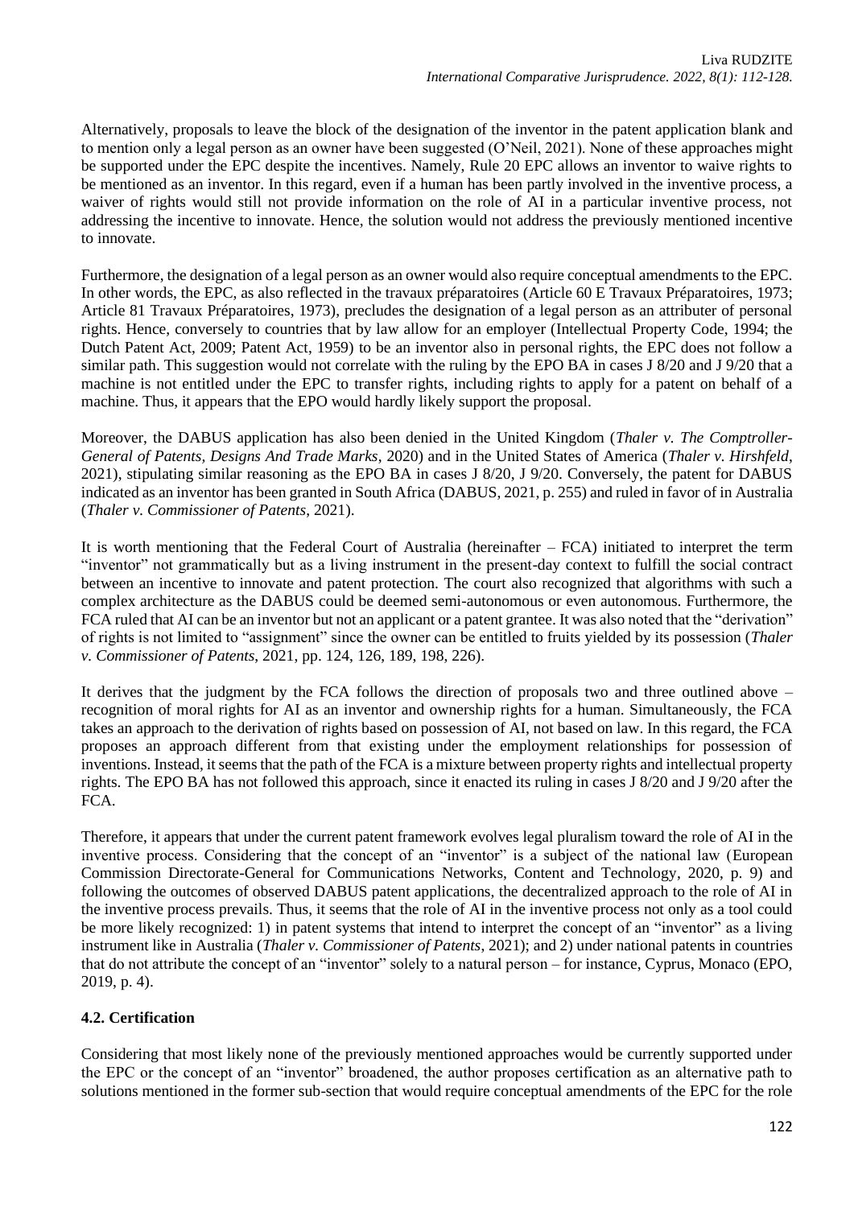Alternatively, proposals to leave the block of the designation of the inventor in the patent application blank and to mention only a legal person as an owner have been suggested (O'Neil, 2021). None of these approaches might be supported under the EPC despite the incentives. Namely, Rule 20 EPC allows an inventor to waive rights to be mentioned as an inventor. In this regard, even if a human has been partly involved in the inventive process, a waiver of rights would still not provide information on the role of AI in a particular inventive process, not addressing the incentive to innovate. Hence, the solution would not address the previously mentioned incentive to innovate.

Furthermore, the designation of a legal person as an owner would also require conceptual amendments to the EPC. In other words, the EPC, as also reflected in the travaux préparatoires (Article 60 E Travaux Préparatoires, 1973; Article 81 Travaux Préparatoires, 1973), precludes the designation of a legal person as an attributer of personal rights. Hence, conversely to countries that by law allow for an employer (Intellectual Property Code, 1994; the Dutch Patent Act, 2009; Patent Act, 1959) to be an inventor also in personal rights, the EPC does not follow a similar path. This suggestion would not correlate with the ruling by the EPO BA in cases J 8/20 and J 9/20 that a machine is not entitled under the EPC to transfer rights, including rights to apply for a patent on behalf of a machine. Thus, it appears that the EPO would hardly likely support the proposal.

Moreover, the DABUS application has also been denied in the United Kingdom (*Thaler v. The Comptroller-General of Patents, Designs And Trade Marks*, 2020) and in the United States of America (*Thaler v. Hirshfeld*, 2021), stipulating similar reasoning as the EPO BA in cases J 8/20, J 9/20. Conversely, the patent for DABUS indicated as an inventor has been granted in South Africa (DABUS, 2021, p. 255) and ruled in favor of in Australia (*Thaler v. Commissioner of Patents*, 2021).

It is worth mentioning that the Federal Court of Australia (hereinafter – FCA) initiated to interpret the term "inventor" not grammatically but as a living instrument in the present-day context to fulfill the social contract between an incentive to innovate and patent protection. The court also recognized that algorithms with such a complex architecture as the DABUS could be deemed semi-autonomous or even autonomous. Furthermore, the FCA ruled that AI can be an inventor but not an applicant or a patent grantee. It was also noted that the "derivation" of rights is not limited to "assignment" since the owner can be entitled to fruits yielded by its possession (*Thaler v. Commissioner of Patents*, 2021, pp. 124, 126, 189, 198, 226).

It derives that the judgment by the FCA follows the direction of proposals two and three outlined above – recognition of moral rights for AI as an inventor and ownership rights for a human. Simultaneously, the FCA takes an approach to the derivation of rights based on possession of AI, not based on law. In this regard, the FCA proposes an approach different from that existing under the employment relationships for possession of inventions. Instead, it seems that the path of the FCA is a mixture between property rights and intellectual property rights. The EPO BA has not followed this approach, since it enacted its ruling in cases J 8/20 and J 9/20 after the FCA.

Therefore, it appears that under the current patent framework evolves legal pluralism toward the role of AI in the inventive process. Considering that the concept of an "inventor" is a subject of the national law (European Commission Directorate-General for Communications Networks, Content and Technology, 2020, p. 9) and following the outcomes of observed DABUS patent applications, the decentralized approach to the role of AI in the inventive process prevails. Thus, it seems that the role of AI in the inventive process not only as a tool could be more likely recognized: 1) in patent systems that intend to interpret the concept of an "inventor" as a living instrument like in Australia (*Thaler v. Commissioner of Patents*, 2021); and 2) under national patents in countries that do not attribute the concept of an "inventor" solely to a natural person – for instance, Cyprus, Monaco (EPO, 2019, p. 4).

### 4.2. Certification

Considering that most likely none of the previously mentioned approaches would be currently supported under the EPC or the concept of an "inventor" broadened, the author proposes certification as an alternative path to solutions mentioned in the former sub-section that would require conceptual amendments of the EPC for the role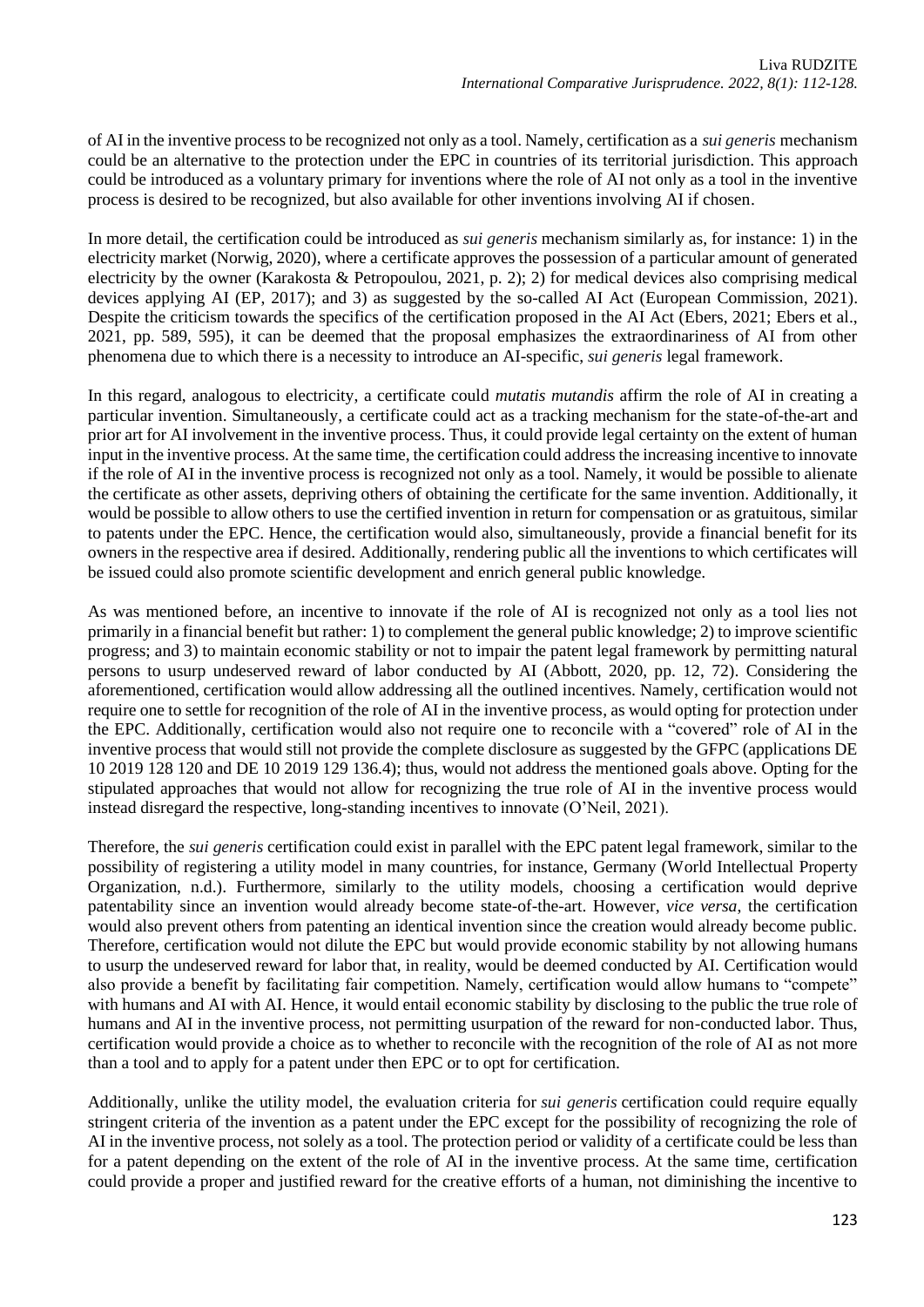of AI in the inventive process to be recognized not only as a tool. Namely, certification as a *sui generis* mechanism could be an alternative to the protection under the EPC in countries of its territorial jurisdiction. This approach could be introduced as a voluntary primary for inventions where the role of AI not only as a tool in the inventive process is desired to be recognized, but also available for other inventions involving AI if chosen.

In more detail, the certification could be introduced as *sui generis* mechanism similarly as, for instance: 1) in the electricity market (Norwig, 2020), where a certificate approves the possession of a particular amount of generated electricity by the owner (Karakosta & Petropoulou, 2021, p. 2); 2) for medical devices also comprising medical devices applying AI (EP, 2017); and 3) as suggested by the so-called AI Act (European Commission, 2021). Despite the criticism towards the specifics of the certification proposed in the AI Act (Ebers, 2021; Ebers et al., 2021, pp. 589, 595), it can be deemed that the proposal emphasizes the extraordinariness of AI from other phenomena due to which there is a necessity to introduce an AI-specific, *sui generis* legal framework.

In this regard, analogous to electricity, a certificate could *mutatis mutandis* affirm the role of AI in creating a particular invention. Simultaneously, a certificate could act as a tracking mechanism for the state-of-the-art and prior art for AI involvement in the inventive process. Thus, it could provide legal certainty on the extent of human input in the inventive process. At the same time, the certification could address the increasing incentive to innovate if the role of AI in the inventive process is recognized not only as a tool. Namely, it would be possible to alienate the certificate as other assets, depriving others of obtaining the certificate for the same invention. Additionally, it would be possible to allow others to use the certified invention in return for compensation or as gratuitous, similar to patents under the EPC. Hence, the certification would also, simultaneously, provide a financial benefit for its owners in the respective area if desired. Additionally, rendering public all the inventions to which certificates will be issued could also promote scientific development and enrich general public knowledge.

As was mentioned before, an incentive to innovate if the role of AI is recognized not only as a tool lies not primarily in a financial benefit but rather: 1) to complement the general public knowledge; 2) to improve scientific progress; and 3) to maintain economic stability or not to impair the patent legal framework by permitting natural persons to usurp undeserved reward of labor conducted by AI (Abbott, 2020, pp. 12, 72). Considering the aforementioned, certification would allow addressing all the outlined incentives. Namely, certification would not require one to settle for recognition of the role of AI in the inventive process, as would opting for protection under the EPC. Additionally, certification would also not require one to reconcile with a "covered" role of AI in the inventive process that would still not provide the complete disclosure as suggested by the GFPC (applications DE 10 2019 128 120 and DE 10 2019 129 136.4); thus, would not address the mentioned goals above. Opting for the stipulated approaches that would not allow for recognizing the true role of AI in the inventive process would instead disregard the respective, long-standing incentives to innovate (O'Neil, 2021).

Therefore, the *sui generis* certification could exist in parallel with the EPC patent legal framework, similar to the possibility of registering a utility model in many countries, for instance, Germany (World Intellectual Property Organization, n.d.). Furthermore, similarly to the utility models, choosing a certification would deprive patentability since an invention would already become state-of-the-art. However, *vice versa*, the certification would also prevent others from patenting an identical invention since the creation would already become public. Therefore, certification would not dilute the EPC but would provide economic stability by not allowing humans to usurp the undeserved reward for labor that, in reality, would be deemed conducted by AI. Certification would also provide a benefit by facilitating fair competition. Namely, certification would allow humans to "compete" with humans and AI with AI. Hence, it would entail economic stability by disclosing to the public the true role of humans and AI in the inventive process, not permitting usurpation of the reward for non-conducted labor. Thus, certification would provide a choice as to whether to reconcile with the recognition of the role of AI as not more than a tool and to apply for a patent under then EPC or to opt for certification.

Additionally, unlike the utility model, the evaluation criteria for *sui generis* certification could require equally stringent criteria of the invention as a patent under the EPC except for the possibility of recognizing the role of AI in the inventive process, not solely as a tool. The protection period or validity of a certificate could be less than for a patent depending on the extent of the role of AI in the inventive process. At the same time, certification could provide a proper and justified reward for the creative efforts of a human, not diminishing the incentive to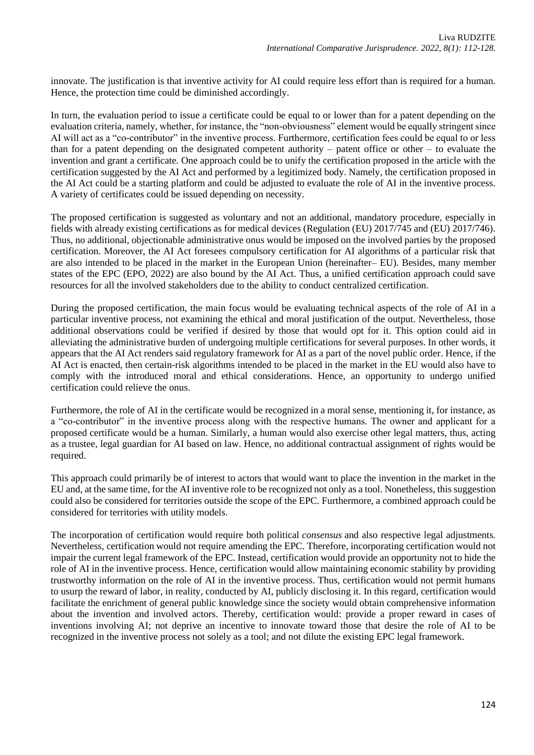innovate. The justification is that inventive activity for AI could require less effort than is required for a human. Hence, the protection time could be diminished accordingly.

In turn, the evaluation period to issue a certificate could be equal to or lower than for a patent depending on the evaluation criteria, namely, whether, for instance, the "non-obviousness" element would be equally stringent since AI will act as a "co-contributor" in the inventive process. Furthermore, certification fees could be equal to or less than for a patent depending on the designated competent authority – patent office or other – to evaluate the invention and grant a certificate. One approach could be to unify the certification proposed in the article with the certification suggested by the AI Act and performed by a legitimized body. Namely, the certification proposed in the AI Act could be a starting platform and could be adjusted to evaluate the role of AI in the inventive process. A variety of certificates could be issued depending on necessity.

The proposed certification is suggested as voluntary and not an additional, mandatory procedure, especially in fields with already existing certifications as for medical devices (Regulation (EU) 2017/745 and (EU) 2017/746). Thus, no additional, objectionable administrative onus would be imposed on the involved parties by the proposed certification. Moreover, the AI Act foresees compulsory certification for AI algorithms of a particular risk that are also intended to be placed in the market in the European Union (hereinafter– EU). Besides, many member states of the EPC (EPO, 2022) are also bound by the AI Act. Thus, a unified certification approach could save resources for all the involved stakeholders due to the ability to conduct centralized certification.

During the proposed certification, the main focus would be evaluating technical aspects of the role of AI in a particular inventive process, not examining the ethical and moral justification of the output. Nevertheless, those additional observations could be verified if desired by those that would opt for it. This option could aid in alleviating the administrative burden of undergoing multiple certifications for several purposes. In other words, it appears that the AI Act renders said regulatory framework for AI as a part of the novel public order. Hence, if the AI Act is enacted, then certain-risk algorithms intended to be placed in the market in the EU would also have to comply with the introduced moral and ethical considerations. Hence, an opportunity to undergo unified certification could relieve the onus.

Furthermore, the role of AI in the certificate would be recognized in a moral sense, mentioning it, for instance, as a "co-contributor" in the inventive process along with the respective humans. The owner and applicant for a proposed certificate would be a human. Similarly, a human would also exercise other legal matters, thus, acting as a trustee, legal guardian for AI based on law. Hence, no additional contractual assignment of rights would be required.

This approach could primarily be of interest to actors that would want to place the invention in the market in the EU and, at the same time, for the AI inventive role to be recognized not only as a tool. Nonetheless, this suggestion could also be considered for territories outside the scope of the EPC. Furthermore, a combined approach could be considered for territories with utility models.

The incorporation of certification would require both political *consensus* and also respective legal adjustments. Nevertheless, certification would not require amending the EPC. Therefore, incorporating certification would not impair the current legal framework of the EPC. Instead, certification would provide an opportunity not to hide the role of AI in the inventive process. Hence, certification would allow maintaining economic stability by providing trustworthy information on the role of AI in the inventive process. Thus, certification would not permit humans to usurp the reward of labor, in reality, conducted by AI, publicly disclosing it. In this regard, certification would facilitate the enrichment of general public knowledge since the society would obtain comprehensive information about the invention and involved actors. Thereby, certification would: provide a proper reward in cases of inventions involving AI; not deprive an incentive to innovate toward those that desire the role of AI to be recognized in the inventive process not solely as a tool; and not dilute the existing EPC legal framework.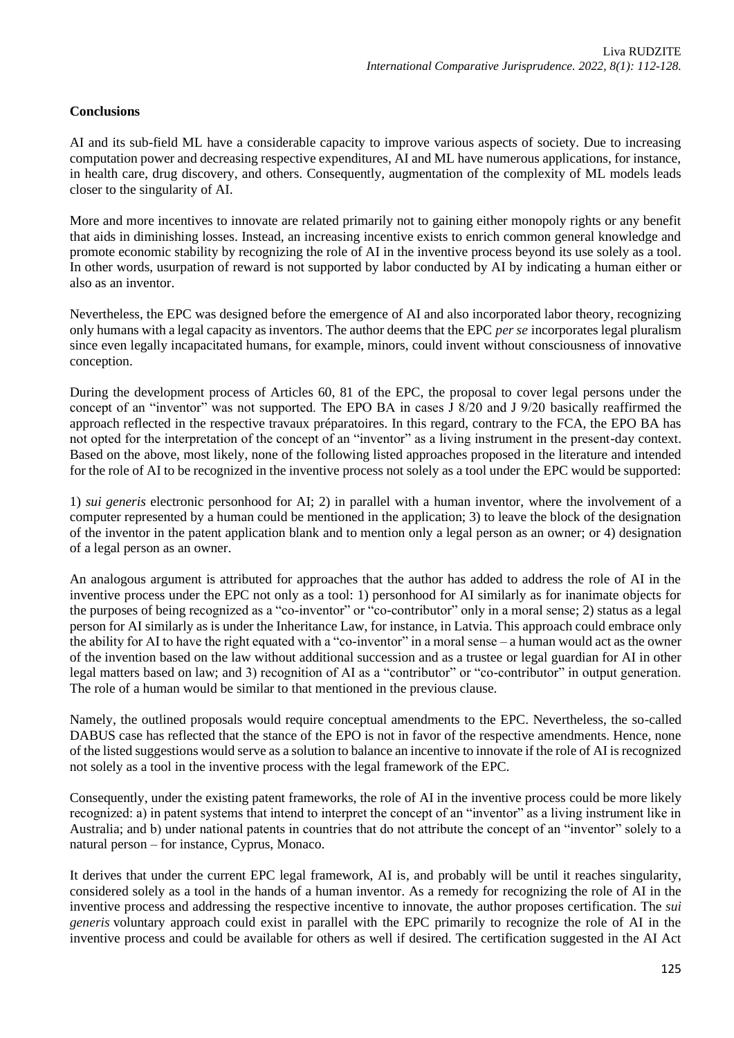**Conclusions**

AI and its sub-field ML have a considerable capacity to improve various aspects of society. Due to increasing computation power and decreasing respective expenditures, AI and ML have numerous applications, for instance, in health care, drug discovery, and others. Consequently, augmentation of the complexity of ML models leads closer to the singularity of AI.

More and more incentives to innovate are related primarily not to gaining either monopoly rights or any benefit that aids in diminishing losses. Instead, an increasing incentive exists to enrich common general knowledge and promote economic stability by recognizing the role of AI in the inventive process beyond its use solely as a tool. In other words, usurpation of reward is not supported by labor conducted by AI by indicating a human either or also as an inventor.

Nevertheless, the EPC was designed before the emergence of AI and also incorporated labor theory, recognizing only humans with a legal capacity as inventors. The author deems that the EPC *per se* incorporates legal pluralism since even legally incapacitated humans, for example, minors, could invent without consciousness of innovative conception.

During the development process of Articles 60, 81 of the EPC, the proposal to cover legal persons under the concept of an "inventor" was not supported. The EPO BA in cases J 8/20 and J 9/20 basically reaffirmed the approach reflected in the respective travaux préparatoires. In this regard, contrary to the FCA, the EPO BA has not opted for the interpretation of the concept of an "inventor" as a living instrument in the present-day context. Based on the above, most likely, none of the following listed approaches proposed in the literature and intended for the role of AI to be recognized in the inventive process not solely as a tool under the EPC would be supported:

1) *sui generis* electronic personhood for AI; 2) in parallel with a human inventor, where the involvement of a computer represented by a human could be mentioned in the application; 3) to leave the block of the designation of the inventor in the patent application blank and to mention only a legal person as an owner; or 4) designation of a legal person as an owner.

An analogous argument is attributed for approaches that the author has added to address the role of AI in the inventive process under the EPC not only as a tool: 1) personhood for AI similarly as for inanimate objects for the purposes of being recognized as a "co-inventor" or "co-contributor" only in a moral sense; 2) status as a legal person for AI similarly as is under the Inheritance Law, for instance, in Latvia. This approach could embrace only the ability for AI to have the right equated with a "co-inventor" in a moral sense – a human would act as the owner of the invention based on the law without additional succession and as a trustee or legal guardian for AI in other legal matters based on law; and 3) recognition of AI as a "contributor" or "co-contributor" in output generation. The role of a human would be similar to that mentioned in the previous clause.

Namely, the outlined proposals would require conceptual amendments to the EPC. Nevertheless, the so-called DABUS case has reflected that the stance of the EPO is not in favor of the respective amendments. Hence, none of the listed suggestions would serve as a solution to balance an incentive to innovate if the role of AI is recognized not solely as a tool in the inventive process with the legal framework of the EPC.

Consequently, under the existing patent frameworks, the role of AI in the inventive process could be more likely recognized: a) in patent systems that intend to interpret the concept of an "inventor" as a living instrument like in Australia; and b) under national patents in countries that do not attribute the concept of an "inventor" solely to a natural person – for instance, Cyprus, Monaco.

It derives that under the current EPC legal framework, AI is, and probably will be until it reaches singularity, considered solely as a tool in the hands of a human inventor. As a remedy for recognizing the role of AI in the inventive process and addressing the respective incentive to innovate, the author proposes certification. The *sui generis* voluntary approach could exist in parallel with the EPC primarily to recognize the role of AI in the inventive process and could be available for others as well if desired. The certification suggested in the AI Act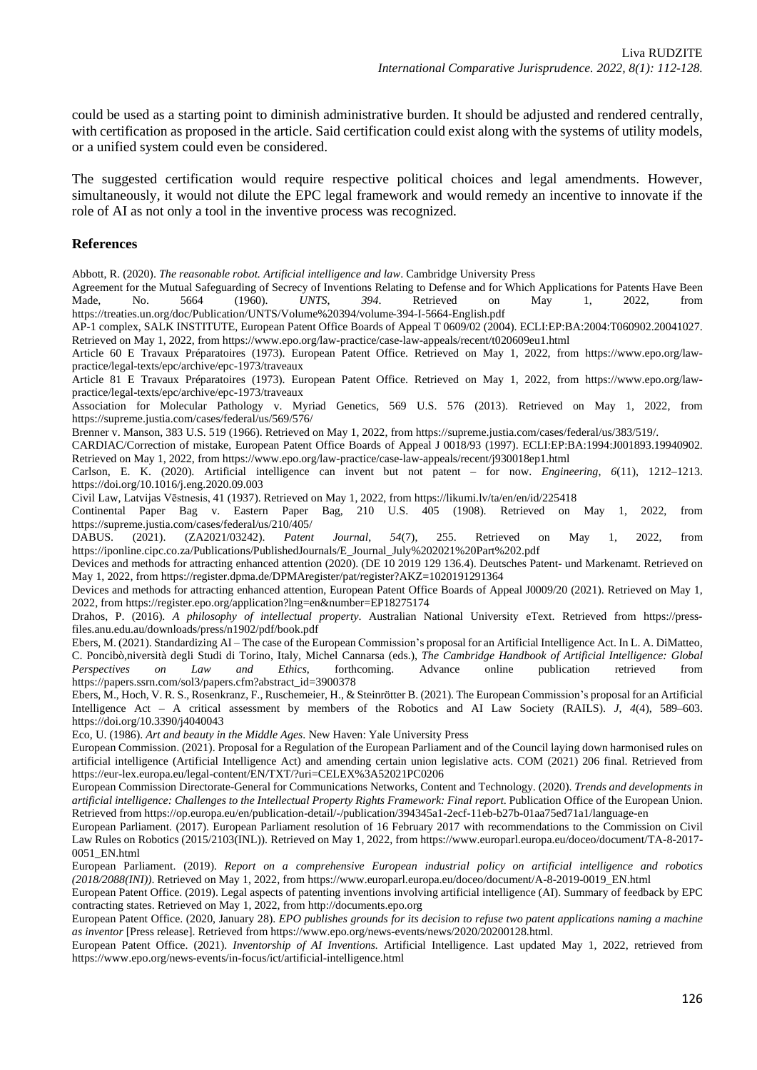could be used as a starting point to diminish administrative burden. It should be adjusted and rendered centrally, with certification as proposed in the article. Said certification could exist along with the systems of utility models, or a unified system could even be considered.

The suggested certification would require respective political choices and legal amendments. However, simultaneously, it would not dilute the EPC legal framework and would remedy an incentive to innovate if the role of AI as not only a tool in the inventive process was recognized.

## References

Abbott, R. (2020). *The reasonable robot. Artificial intelligence and law*. Cambridge University Press

Agreement for the Mutual Safeguarding of Secrecy of Inventions Relating to Defense and for Which Applications for Patents Have Been Made, No. 5664 (1960). *UNTS, 394*. Retrieved on May 1, 2022, from https://treaties.un.org/doc/Publication/UNTS/Volume%20394/volume-394-I-5664-English.pdf

AP-1 complex, SALK INSTITUTE, European Patent Office Boards of Appeal T 0609/02 (2004). ECLI:EP:BA:2004:T060902.20041027. Retrieved on May 1, 2022, from https://www.epo.org/law-practice/case-law-appeals/recent/t020609eu1.html

Article 60 E Travaux Préparatoires (1973). European Patent Office. Retrieved on May 1, 2022, from https://www.epo.org/law-practice/legal-texts/epc/archive/epc-1973/traveaux

Article 81 E Travaux Préparatoires (1973). European Patent Office. Retrieved on May 1, 2022, from https://www.epo.org/law-practice/legal-texts/epc/archive/epc-1973/traveaux

Association for Molecular Pathology v. Myriad Genetics, 569 U.S. 576 (2013). Retrieved on May 1, 2022, from https://supreme.justia.com/cases/federal/us/569/576/

Brenner v. Manson, 383 U.S. 519 (1966). Retrieved on May 1, 2022, from https://supreme.justia.com/cases/federal/us/383/519/.

CARDIAC/Correction of mistake, European Patent Office Boards of Appeal J 0018/93 (1997). ECLI:EP:BA:1994:J001893.19940902. Retrieved on May 1, 2022, from https://www.epo.org/law-practice/case-law-appeals/recent/j930018ep1.html

Carlson, E. K. (2020). Artificial intelligence can invent but not patent – for now. *Engineering*, *6*(11), 1212–1213. https://doi.org/10.1016/j.eng.2020.09.003

Civil Law, Latvijas Vēstnesis, 41 (1937). Retrieved on May 1, 2022, from https://likumi.lv/ta/en/en/id/225418

Continental Paper Bag v. Eastern Paper Bag, 210 U.S. 405 (1908). Retrieved on May 1, 2022, from https://supreme.justia.com/cases/federal/us/210/405/

DABUS. (2021). (ZA2021/03242). *Patent Journal*, *54*(7), 255. Retrieved on May 1, 2022, from https://iponline.cipc.co.za/Publications/PublishedJournals/E_Journal_July%202021%20Part%202.pdf

Devices and methods for attracting enhanced attention (2020). (DE 10 2019 129 136.4). Deutsches Patent- und Markenamt. Retrieved on May 1, 2022, from https://register.dpma.de/DPMAregister/pat/register?AKZ=1020191291364

Devices and methods for attracting enhanced attention, European Patent Office Boards of Appeal J0009/20 (2021). Retrieved on May 1, 2022, from https://register.epo.org/application?lng=en&number=EP18275174

Drahos, P. (2016). *A philosophy of intellectual property*. Australian National University eText. Retrieved from https://press-files.anu.edu.au/downloads/press/n1902/pdf/book.pdf

Ebers, M. (2021). Standardizing AI – The case of the European Commission's proposal for an Artificial Intelligence Act. In L. A. DiMatteo, C. Poncibò,niversità degli Studi di Torino, Italy, Michel Cannarsa (eds.), *The Cambridge Handbook of Artificial Intelligence: Global Perspectives on Law and Ethics*, forthcoming. Advance online publication retrieved from https://papers.ssrn.com/sol3/papers.cfm?abstract_id=3900378

Ebers, M., Hoch, V. R. S., Rosenkranz, F., Ruschemeier, H., & Steinrötter B. (2021). The European Commission's proposal for an Artificial Intelligence Act – A critical assessment by members of the Robotics and AI Law Society (RAILS). *J*, *4*(4), 589–603. https://doi.org/10.3390/j4040043

Eco, U. (1986). *Art and beauty in the Middle Ages*. New Haven: Yale University Press

European Commission. (2021). Proposal for a Regulation of the European Parliament and of the Council laying down harmonised rules on artificial intelligence (Artificial Intelligence Act) and amending certain union legislative acts. COM (2021) 206 final. Retrieved from https://eur-lex.europa.eu/legal-content/EN/TXT/?uri=CELEX%3A52021PC0206

European Commission Directorate-General for Communications Networks, Content and Technology. (2020). *Trends and developments in artificial intelligence: Challenges to the Intellectual Property Rights Framework: Final report*. Publication Office of the European Union. Retrieved from https://op.europa.eu/en/publication-detail/-/publication/394345a1-2ecf-11eb-b27b-01aa75ed71a1/language-en

European Parliament. (2017). European Parliament resolution of 16 February 2017 with recommendations to the Commission on Civil Law Rules on Robotics (2015/2103(INL)). Retrieved on May 1, 2022, from https://www.europarl.europa.eu/doceo/document/TA-8-2017-0051_EN.html

European Parliament. (2019). *Report on a comprehensive European industrial policy on artificial intelligence and robotics (2018/2088(INI))*. Retrieved on May 1, 2022, from https://www.europarl.europa.eu/doceo/document/A-8-2019-0019_EN.html

European Patent Office. (2019). Legal aspects of patenting inventions involving artificial intelligence (AI). Summary of feedback by EPC contracting states. Retrieved on May 1, 2022, from http://documents.epo.org

European Patent Office. (2020, January 28). *EPO publishes grounds for its decision to refuse two patent applications naming a machine as inventor* [Press release]. Retrieved from https://www.epo.org/news-events/news/2020/20200128.html.

European Patent Office. (2021). *Inventorship of AI Inventions.* Artificial Intelligence. Last updated May 1, 2022, retrieved from https://www.epo.org/news-events/in-focus/ict/artificial-intelligence.html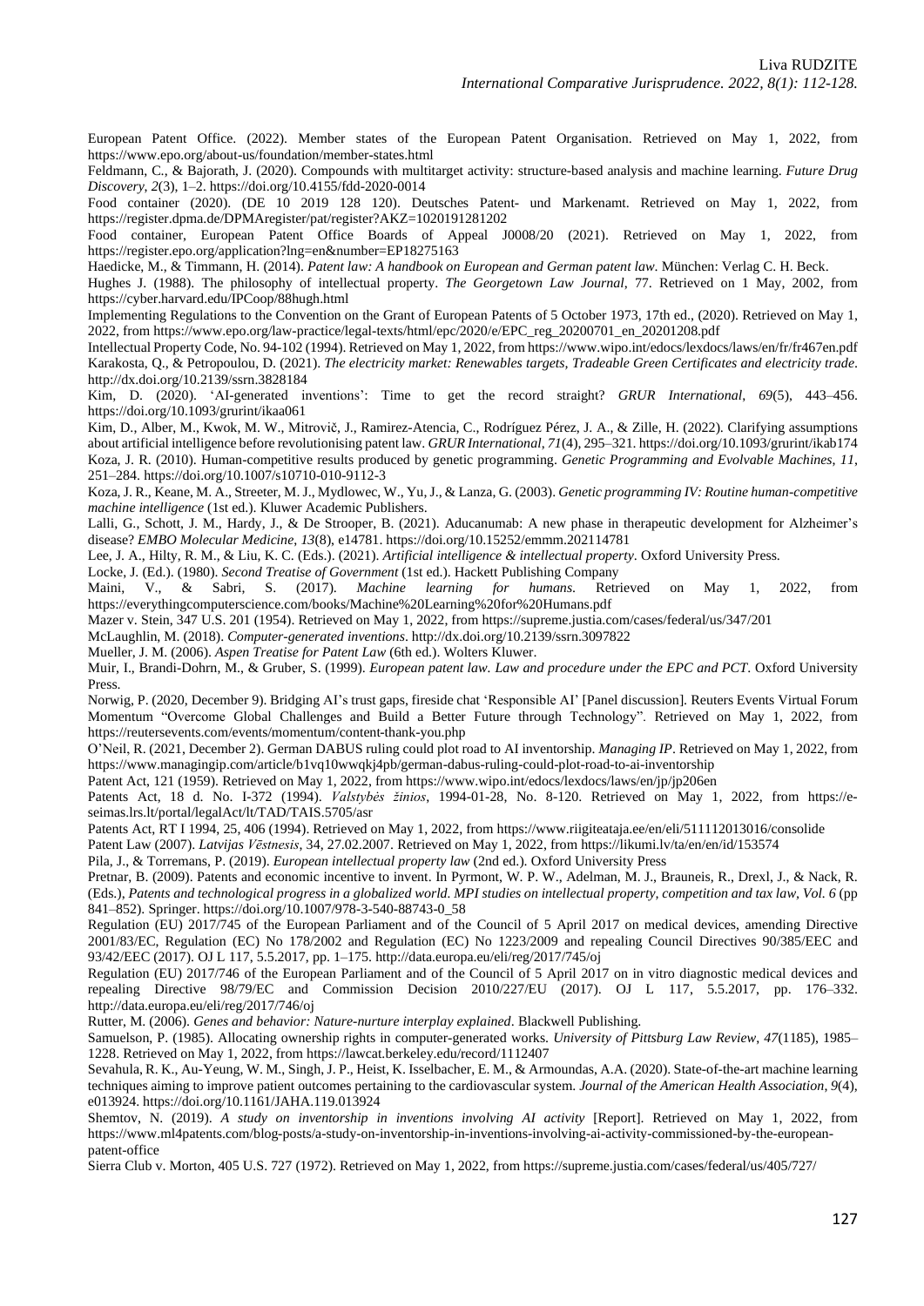European Patent Office. (2022). Member states of the European Patent Organisation. Retrieved on May 1, 2022, from https://www.epo.org/about-us/foundation/member-states.html

Feldmann, C., & Bajorath, J. (2020). Compounds with multitarget activity: structure-based analysis and machine learning. *Future Drug Discovery*, *2*(3), 1–2. https://doi.org/10.4155/fdd-2020-0014

Food container (2020). (DE 10 2019 128 120). Deutsches Patent- und Markenamt. Retrieved on May 1, 2022, from https://register.dpma.de/DPMAregister/pat/register?AKZ=1020191281202

Food container, European Patent Office Boards of Appeal J0008/20 (2021). Retrieved on May 1, 2022, from https://register.epo.org/application?lng=en&number=EP18275163

Haedicke, M., & Timmann, H. (2014). *Patent law: A handbook on European and German patent law.* München: Verlag C. H. Beck.

Hughes J. (1988). The philosophy of intellectual property. *The Georgetown Law Journal*, 77. Retrieved on 1 May, 2002, from https://cyber.harvard.edu/IPCoop/88hugh.html

Implementing Regulations to the Convention on the Grant of European Patents of 5 October 1973, 17th ed., (2020). Retrieved on May 1, 2022, from https://www.epo.org/law-practice/legal-texts/html/epc/2020/e/EPC_reg_20200701_en_20201208.pdf

Intellectual Property Code, No. 94-102 (1994). Retrieved on May 1, 2022, from https://www.wipo.int/edocs/lexdocs/laws/en/fr/fr467en.pdf

Karakosta, Q., & Petropoulou, D. (2021). *The electricity market: Renewables targets, Tradeable Green Certificates and electricity trade*. http://dx.doi.org/10.2139/ssrn.3828184

Kim, D. (2020). 'AI-generated inventions': Time to get the record straight? *GRUR International*, *69*(5), 443–456. https://doi.org/10.1093/grurint/ikaa061

Kim, D., Alber, M., Kwok, M. W., Mitrovič, J., Ramirez-Atencia, C., Rodríguez Pérez, J. A., & Zille, H. (2022). Clarifying assumptions about artificial intelligence before revolutionising patent law. *GRUR International*, *71*(4), 295–321. https://doi.org/10.1093/grurint/ikab174

Koza, J. R. (2010). Human-competitive results produced by genetic programming. *Genetic Programming and Evolvable Machines*, *11*, 251–284. https://doi.org/10.1007/s10710-010-9112-3

Koza, J. R., Keane, M. A., Streeter, M. J., Mydlowec, W., Yu, J., & Lanza, G. (2003). *Genetic programming IV: Routine human-competitive machine intelligence* (1st ed.). Kluwer Academic Publishers.

Lalli, G., Schott, J. M., Hardy, J., & De Strooper, B. (2021). Aducanumab: A new phase in therapeutic development for Alzheimer's disease? *EMBO Molecular Medicine*, *13*(8), e14781. https://doi.org/10.15252/emmm.202114781

Lee, J. A., Hilty, R. M., & Liu, K. C. (Eds.). (2021). *Artificial intelligence & intellectual property*. Oxford University Press.

Locke, J. (Ed.). (1980). *Second Treatise of Government* (1st ed.). Hackett Publishing Company

Maini, V., & Sabri, S. (2017). *Machine learning for humans*. Retrieved on May 1, 2022, from https://everythingcomputerscience.com/books/Machine%20Learning%20for%20Humans.pdf

Mazer v. Stein, 347 U.S. 201 (1954). Retrieved on May 1, 2022, from https://supreme.justia.com/cases/federal/us/347/201

McLaughlin, M. (2018). *Computer-generated inventions*. http://dx.doi.org/10.2139/ssrn.3097822

Mueller, J. M. (2006). *Aspen Treatise for Patent Law* (6th ed.). Wolters Kluwer.

Muir, I., Brandi-Dohrn, M., & Gruber, S. (1999). *European patent law. Law and procedure under the EPC and PCT*. Oxford University Press.

Norwig, P. (2020, December 9). Bridging AI's trust gaps, fireside chat 'Responsible AI' [Panel discussion]. Reuters Events Virtual Forum Momentum "Overcome Global Challenges and Build a Better Future through Technology". Retrieved on May 1, 2022, from https://reutersevents.com/events/momentum/content-thank-you.php

O'Neil, R. (2021, December 2). German DABUS ruling could plot road to AI inventorship. *Managing IP*. Retrieved on May 1, 2022, from https://www.managingip.com/article/b1vq10wwqkj4pb/german-dabus-ruling-could-plot-road-to-ai-inventorship

Patent Act, 121 (1959). Retrieved on May 1, 2022, from https://www.wipo.int/edocs/lexdocs/laws/en/jp/jp206en

Patents Act, 18 d. No. I-372 (1994). *Valstybės žinios*, 1994-01-28, No. 8-120. Retrieved on May 1, 2022, from https://e-seimas.lrs.lt/portal/legalAct/lt/TAD/TAIS.5705/asr

Patents Act, RT I 1994, 25, 406 (1994). Retrieved on May 1, 2022, from https://www.riigiteataja.ee/en/eli/511112013016/consolide

Patent Law (2007). *Latvijas Vēstnesis*, 34, 27.02.2007. Retrieved on May 1, 2022, from https://likumi.lv/ta/en/en/id/153574

Pila, J., & Torremans, P. (2019). *European intellectual property law* (2nd ed.). Oxford University Press

Pretnar, B. (2009). Patents and economic incentive to invent. In Pyrmont, W. P. W., Adelman, M. J., Brauneis, R., Drexl, J., & Nack, R. (Eds.), *Patents and technological progress in a globalized world. MPI studies on intellectual property, competition and tax law, Vol. 6* (pp 841–852). Springer. https://doi.org/10.1007/978-3-540-88743-0_58

Regulation (EU) 2017/745 of the European Parliament and of the Council of 5 April 2017 on medical devices, amending Directive 2001/83/EC, Regulation (EC) No 178/2002 and Regulation (EC) No 1223/2009 and repealing Council Directives 90/385/EEC and 93/42/EEC (2017). OJ L 117, 5.5.2017, pp. 1–175. http://data.europa.eu/eli/reg/2017/745/oj

Regulation (EU) 2017/746 of the European Parliament and of the Council of 5 April 2017 on in vitro diagnostic medical devices and repealing Directive 98/79/EC and Commission Decision 2010/227/EU (2017). OJ L 117, 5.5.2017, pp. 176–332. http://data.europa.eu/eli/reg/2017/746/oj

Rutter, M. (2006). *Genes and behavior: Nature-nurture interplay explained*. Blackwell Publishing.

Samuelson, P. (1985). Allocating ownership rights in computer-generated works. *University of Pittsburg Law Review*, *47*(1185), 1985–1228. Retrieved on May 1, 2022, from https://lawcat.berkeley.edu/record/1112407

Sevahula, R. K., Au-Yeung, W. M., Singh, J. P., Heist, K. Isselbacher, E. M., & Armoundas, A.A. (2020). State-of-the-art machine learning techniques aiming to improve patient outcomes pertaining to the cardiovascular system. *Journal of the American Health Association*, *9*(4), e013924. https://doi.org/10.1161/JAHA.119.013924

Shemtov, N. (2019). *A study on inventorship in inventions involving AI activity* [Report]. Retrieved on May 1, 2022, from https://www.ml4patents.com/blog-posts/a-study-on-inventorship-in-inventions-involving-ai-activity-commissioned-by-the-european-patent-office

Sierra Club v. Morton, 405 U.S. 727 (1972). Retrieved on May 1, 2022, from https://supreme.justia.com/cases/federal/us/405/727/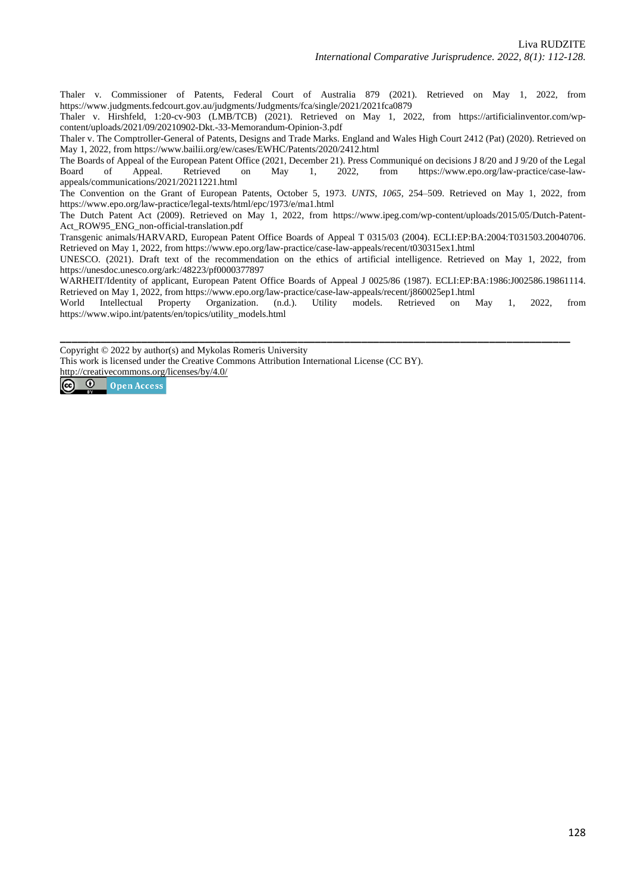Thaler v. Commissioner of Patents, Federal Court of Australia 879 (2021). Retrieved on May 1, 2022, from https://www.judgments.fedcourt.gov.au/judgments/Judgments/fca/single/2021/2021fca0879

Thaler v. Hirshfeld, 1:20-cv-903 (LMB/TCB) (2021). Retrieved on May 1, 2022, from https://artificialinventor.com/wp-content/uploads/2021/09/20210902-Dkt.-33-Memorandum-Opinion-3.pdf

Thaler v. The Comptroller-General of Patents, Designs and Trade Marks. England and Wales High Court 2412 (Pat) (2020). Retrieved on May 1, 2022, from https://www.bailii.org/ew/cases/EWHC/Patents/2020/2412.html

The Boards of Appeal of the European Patent Office (2021, December 21). Press Communiqué on decisions J 8/20 and J 9/20 of the Legal Board of Appeal. Retrieved on May 1, 2022, from https://www.epo.org/law-practice/case-law-appeals/communications/2021/20211221.html

The Convention on the Grant of European Patents, October 5, 1973. *UNTS*, *1065*, 254–509. Retrieved on May 1, 2022, from https://www.epo.org/law-practice/legal-texts/html/epc/1973/e/ma1.html

The Dutch Patent Act (2009). Retrieved on May 1, 2022, from https://www.ipeg.com/wp-content/uploads/2015/05/Dutch-Patent-Act_ROW95_ENG_non-official-translation.pdf

Transgenic animals/HARVARD, European Patent Office Boards of Appeal T 0315/03 (2004). ECLI:EP:BA:2004:T031503.20040706. Retrieved on May 1, 2022, from https://www.epo.org/law-practice/case-law-appeals/recent/t030315ex1.html

UNESCO. (2021). Draft text of the recommendation on the ethics of artificial intelligence. Retrieved on May 1, 2022, from https://unesdoc.unesco.org/ark:/48223/pf0000377897

WARHEIT/Identity of applicant, European Patent Office Boards of Appeal J 0025/86 (1987). ECLI:EP:BA:1986:J002586.19861114. Retrieved on May 1, 2022, from https://www.epo.org/law-practice/case-law-appeals/recent/j860025ep1.html

World Intellectual Property Organization. (n.d.). Utility models. Retrieved on May 1, 2022, from https://www.wipo.int/patents/en/topics/utility_models.html

---

Copyright © 2022 by author(s) and Mykolas Romeris University

This work is licensed under the Creative Commons Attribution International License (CC BY).

http://creativecommons.org/licenses/by/4.0/

Open Access